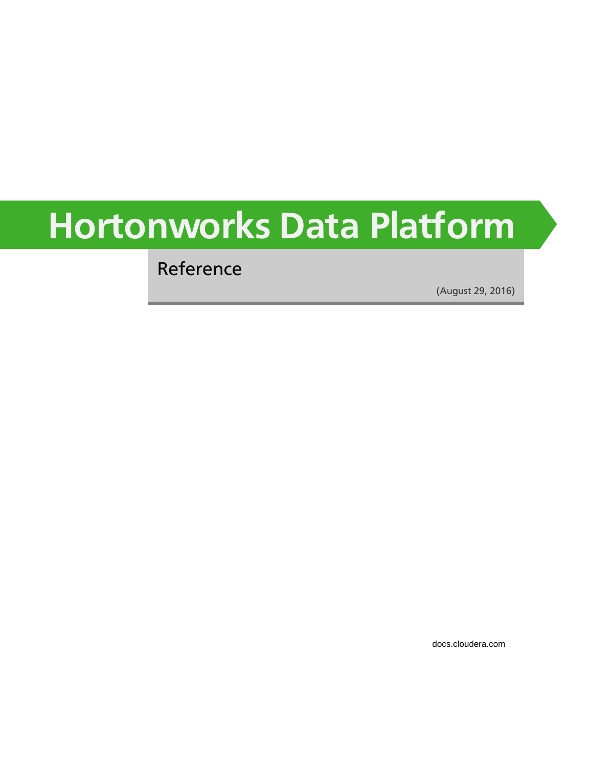# Hortonworks Data Platform

## Reference

(August 29, 2016)

docs.cloudera.com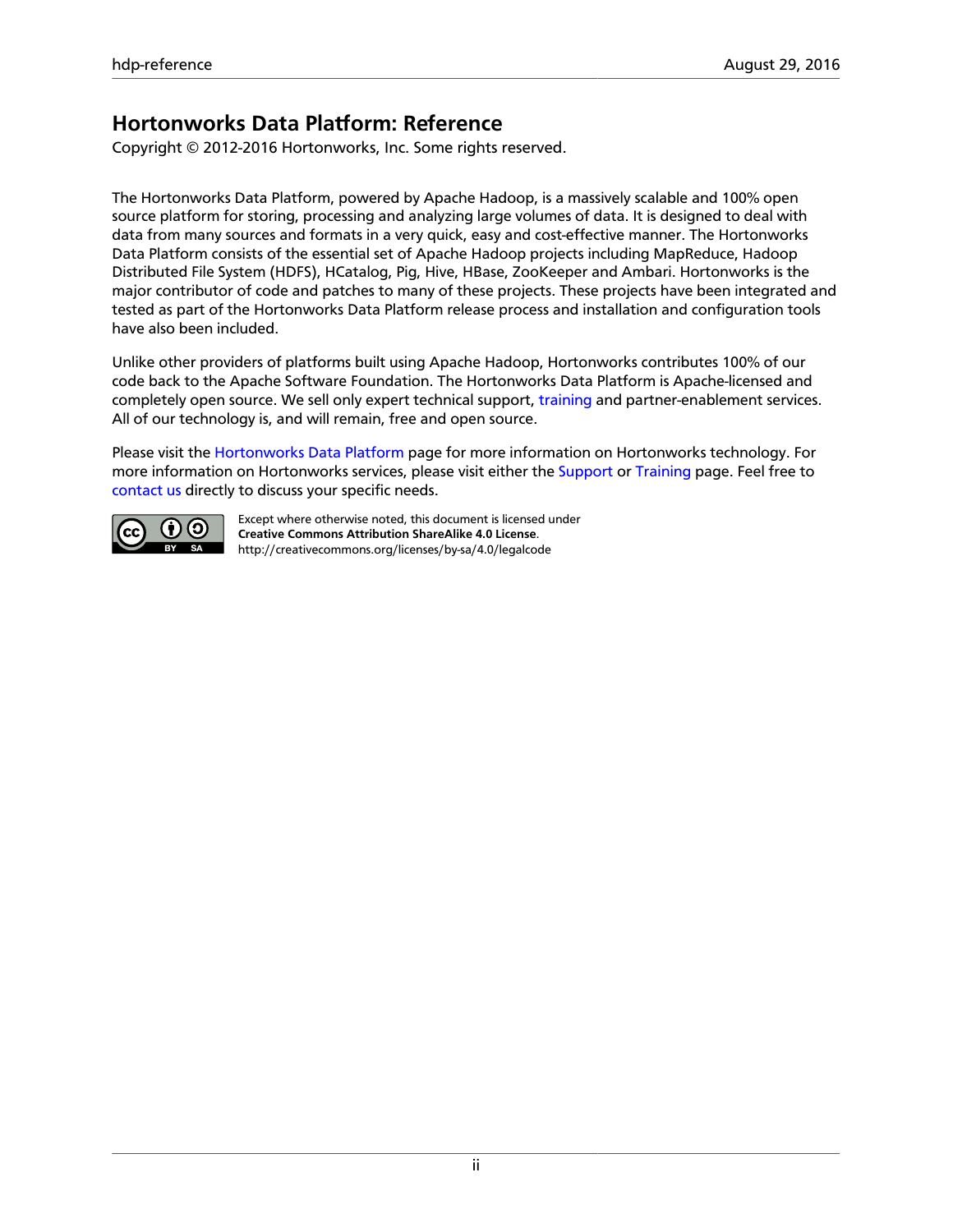# Hortonworks Data Platform: Reference

Copyright © 2012-2016 Hortonworks, Inc. Some rights reserved.

The Hortonworks Data Platform, powered by Apache Hadoop, is a massively scalable and 100% open source platform for storing, processing and analyzing large volumes of data. It is designed to deal with data from many sources and formats in a very quick, easy and cost-effective manner. The Hortonworks Data Platform consists of the essential set of Apache Hadoop projects including MapReduce, Hadoop Distributed File System (HDFS), HCatalog, Pig, Hive, HBase, ZooKeeper and Ambari. Hortonworks is the major contributor of code and patches to many of these projects. These projects have been integrated and tested as part of the Hortonworks Data Platform release process and installation and configuration tools have also been included.

Unlike other providers of platforms built using Apache Hadoop, Hortonworks contributes 100% of our code back to the Apache Software Foundation. The Hortonworks Data Platform is Apache-licensed and completely open source. We sell only expert technical support, training and partner-enablement services. All of our technology is, and will remain, free and open source.

Please visit the Hortonworks Data Platform page for more information on Hortonworks technology. For more information on Hortonworks services, please visit either the Support or Training page. Feel free to contact us directly to discuss your specific needs.

Except where otherwise noted, this document is licensed under **Creative Commons Attribution ShareAlike 4.0 License**.
http://creativecommons.org/licenses/by-sa/4.0/legalcode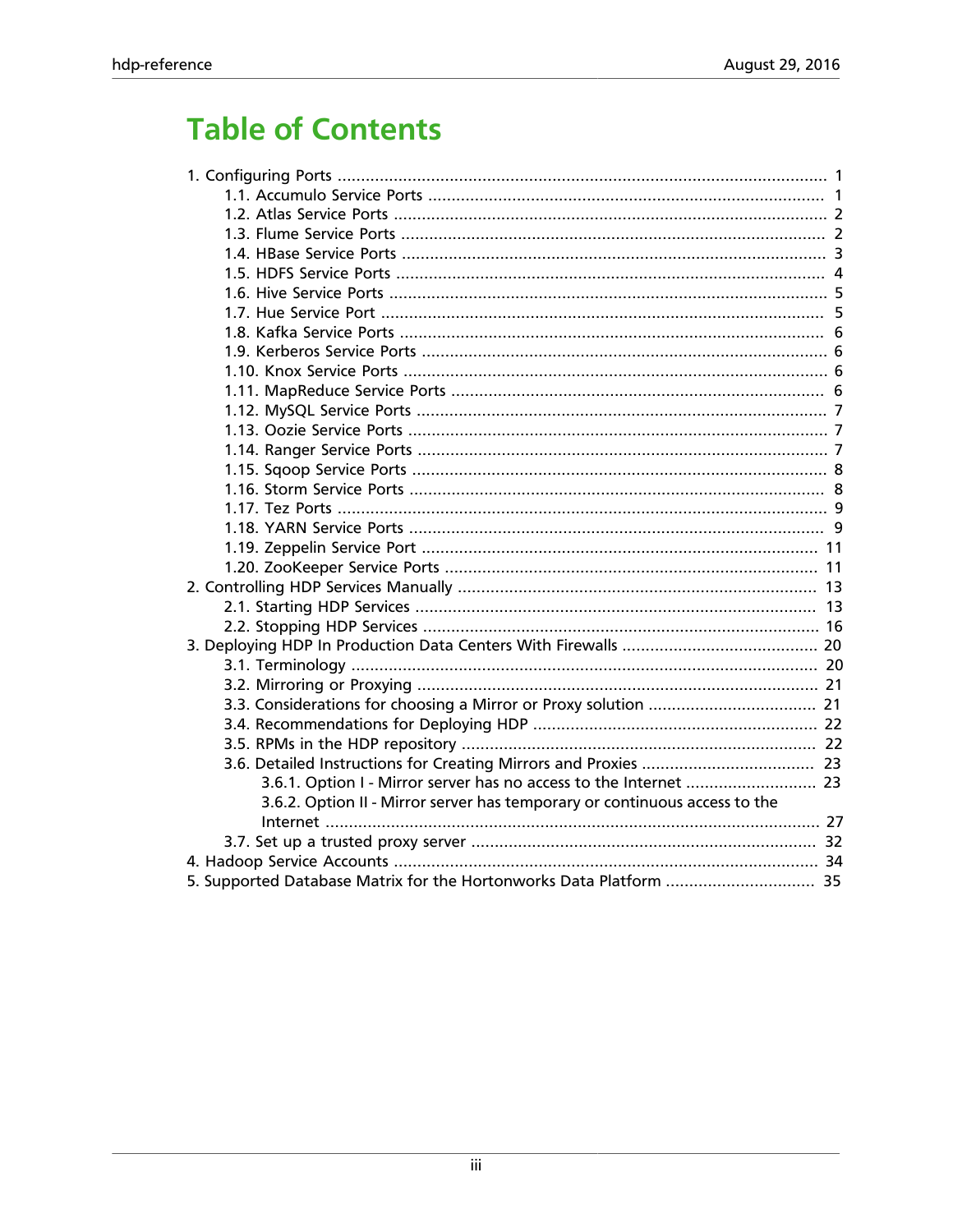# Table of Contents

- 1. Configuring Ports ........................................................................................................ 1
  - 1.1. Accumulo Service Ports ..................................................................................... 1
  - 1.2. Atlas Service Ports .............................................................................................. 2
  - 1.3. Flume Service Ports ............................................................................................ 2
  - 1.4. HBase Service Ports ........................................................................................... 3
  - 1.5. HDFS Service Ports ............................................................................................. 4
  - 1.6. Hive Service Ports .............................................................................................. 5
  - 1.7. Hue Service Port ................................................................................................ 5
  - 1.8. Kafka Service Ports ............................................................................................ 6
  - 1.9. Kerberos Service Ports ........................................................................................ 6
  - 1.10. Knox Service Ports ............................................................................................ 6
  - 1.11. MapReduce Service Ports ................................................................................. 6
  - 1.12. MySQL Service Ports ......................................................................................... 7
  - 1.13. Oozie Service Ports ........................................................................................... 7
  - 1.14. Ranger Service Ports ......................................................................................... 7
  - 1.15. Sqoop Service Ports .......................................................................................... 8
  - 1.16. Storm Service Ports ........................................................................................... 8
  - 1.17. Tez Ports ........................................................................................................... 9
  - 1.18. YARN Service Ports .......................................................................................... 9
  - 1.19. Zeppelin Service Port ....................................................................................... 11
  - 1.20. ZooKeeper Service Ports .................................................................................. 11
- 2. Controlling HDP Services Manually ............................................................................ 13
  - 2.1. Starting HDP Services ...................................................................................... 13
  - 2.2. Stopping HDP Services ..................................................................................... 16
- 3. Deploying HDP In Production Data Centers With Firewalls .......................................... 20
  - 3.1. Terminology ..................................................................................................... 20
  - 3.2. Mirroring or Proxying ...................................................................................... 21
  - 3.3. Considerations for choosing a Mirror or Proxy solution .................................... 21
  - 3.4. Recommendations for Deploying HDP ............................................................. 22
  - 3.5. RPMs in the HDP repository ............................................................................ 22
  - 3.6. Detailed Instructions for Creating Mirrors and Proxies ..................................... 23
    - 3.6.1. Option I - Mirror server has no access to the Internet ............................ 23
    - 3.6.2. Option II - Mirror server has temporary or continuous access to the Internet ........................................................................................................... 27
  - 3.7. Set up a trusted proxy server ........................................................................... 32
- 4. Hadoop Service Accounts ........................................................................................... 34
- 5. Supported Database Matrix for the Hortonworks Data Platform ................................ 35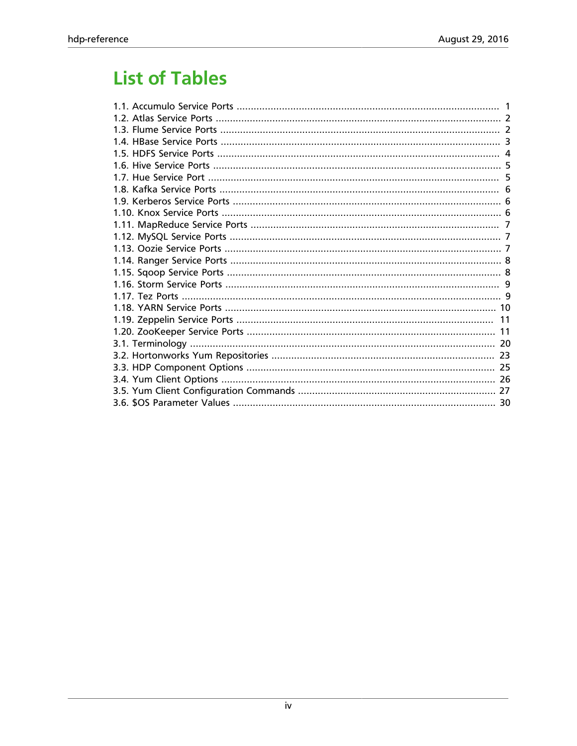# List of Tables

1.1. Accumulo Service Ports ............................................................................................ 1
1.2. Atlas Service Ports ..................................................................................................... 2
1.3. Flume Service Ports ................................................................................................... 2
1.4. HBase Service Ports ................................................................................................... 3
1.5. HDFS Service Ports .................................................................................................... 4
1.6. Hive Service Ports ...................................................................................................... 5
1.7. Hue Service Port ....................................................................................................... 5
1.8. Kafka Service Ports ................................................................................................... 6
1.9. Kerberos Service Ports .............................................................................................. 6
1.10. Knox Service Ports .................................................................................................. 6
1.11. MapReduce Service Ports ........................................................................................ 7
1.12. MySQL Service Ports ................................................................................................ 7
1.13. Oozie Service Ports .................................................................................................. 7
1.14. Ranger Service Ports ................................................................................................ 8
1.15. Sqoop Service Ports ................................................................................................. 8
1.16. Storm Service Ports ................................................................................................. 9
1.17. Tez Ports ................................................................................................................. 9
1.18. YARN Service Ports ............................................................................................... 10
1.19. Zeppelin Service Ports ........................................................................................... 11
1.20. ZooKeeper Service Ports ........................................................................................ 11
3.1. Terminology ........................................................................................................... 20
3.2. Hortonworks Yum Repositories .............................................................................. 23
3.3. HDP Component Options ....................................................................................... 25
3.4. Yum Client Options ................................................................................................ 26
3.5. Yum Client Configuration Commands ..................................................................... 27
3.6. $OS Parameter Values ............................................................................................ 30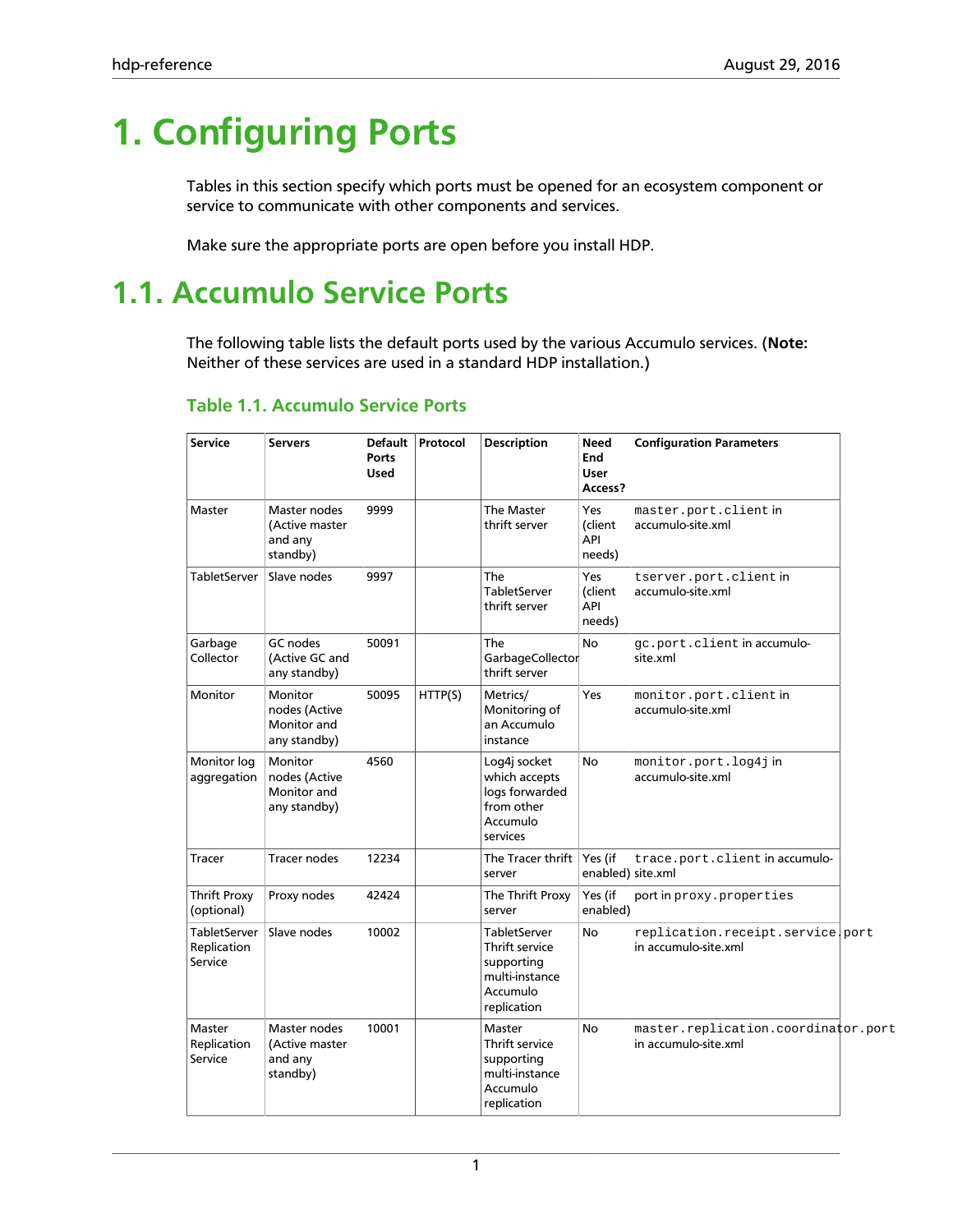# 1. Configuring Ports

Tables in this section specify which ports must be opened for an ecosystem component or service to communicate with other components and services.

Make sure the appropriate ports are open before you install HDP.

## 1.1. Accumulo Service Ports

The following table lists the default ports used by the various Accumulo services. (**Note:** Neither of these services are used in a standard HDP installation.)

### Table 1.1. Accumulo Service Ports

| Service | Servers | Default Ports Used | Protocol | Description | Need End User Access? | Configuration Parameters |
|---|---|---|---|---|---|---|
| Master | Master nodes (Active master and any standby) | 9999 | | The Master thrift server | Yes (client API needs) | `master.port.client` in accumulo-site.xml |
| TabletServer | Slave nodes | 9997 | | The TabletServer thrift server | Yes (client API needs) | `tserver.port.client` in accumulo-site.xml |
| Garbage Collector | GC nodes (Active GC and any standby) | 50091 | | The GarbageCollector thrift server | No | `gc.port.client` in accumulo-site.xml |
| Monitor | Monitor nodes (Active Monitor and any standby) | 50095 | HTTP(S) | Metrics/ Monitoring of an Accumulo instance | Yes | `monitor.port.client` in accumulo-site.xml |
| Monitor log aggregation | Monitor nodes (Active Monitor and any standby) | 4560 | | Log4j socket which accepts logs forwarded from other Accumulo services | No | `monitor.port.log4j` in accumulo-site.xml |
| Tracer | Tracer nodes | 12234 | | The Tracer thrift server | Yes (if enabled) | `trace.port.client` in accumulo-site.xml |
| Thrift Proxy (optional) | Proxy nodes | 42424 | | The Thrift Proxy server | Yes (if enabled) | port in `proxy.properties` |
| TabletServer Replication Service | Slave nodes | 10002 | | TabletServer Thrift service supporting multi-instance Accumulo replication | No | `replication.receipt.service.port` in accumulo-site.xml |
| Master Replication Service | Master nodes (Active master and any standby) | 10001 | | Master Thrift service supporting multi-instance Accumulo replication | No | `master.replication.coordinator.port` in accumulo-site.xml |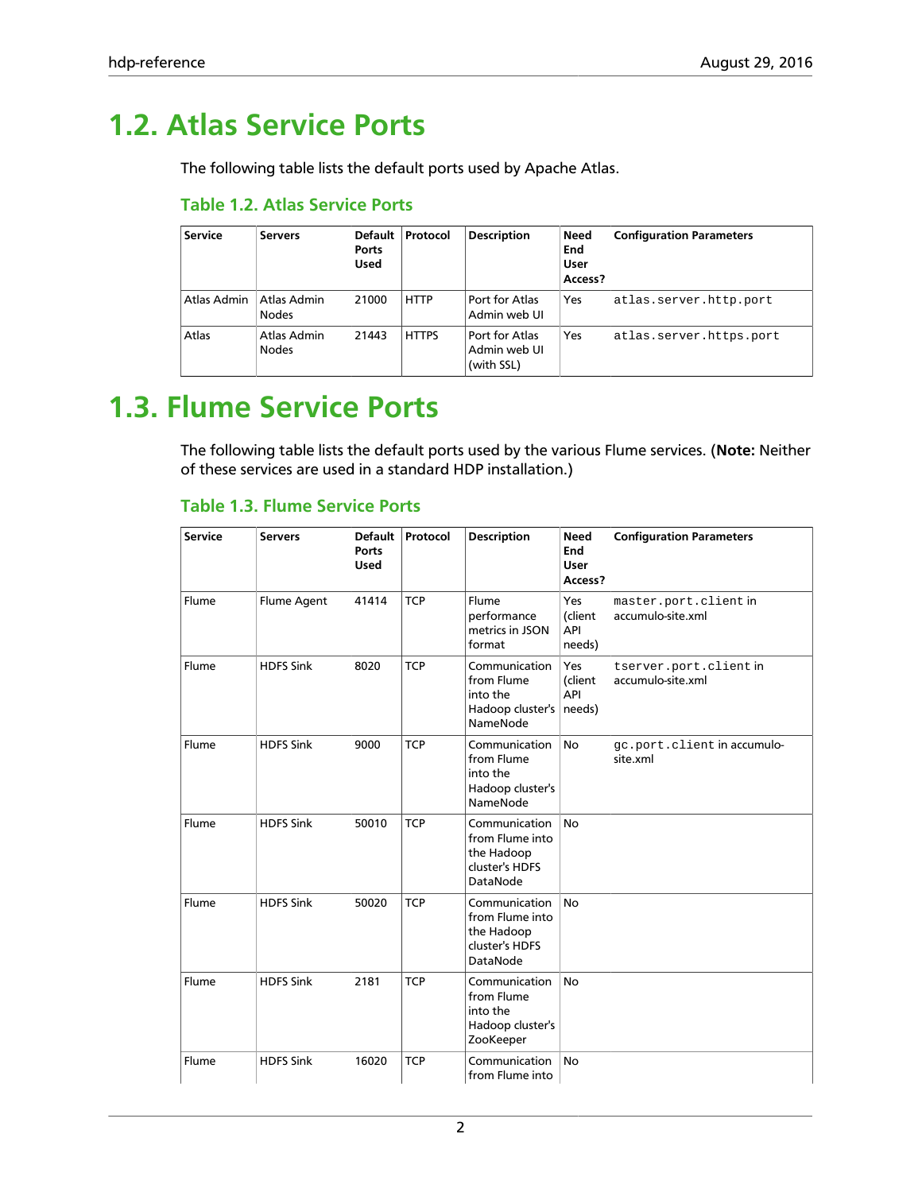# 1.2. Atlas Service Ports

The following table lists the default ports used by Apache Atlas.

### Table 1.2. Atlas Service Ports

| Service | Servers | Default Ports Used | Protocol | Description | Need End User Access? | Configuration Parameters |
|---|---|---|---|---|---|---|
| Atlas Admin | Atlas Admin Nodes | 21000 | HTTP | Port for Atlas Admin web UI | Yes | `atlas.server.http.port` |
| Atlas | Atlas Admin Nodes | 21443 | HTTPS | Port for Atlas Admin web UI (with SSL) | Yes | `atlas.server.https.port` |

# 1.3. Flume Service Ports

The following table lists the default ports used by the various Flume services. (**Note:** Neither of these services are used in a standard HDP installation.)

### Table 1.3. Flume Service Ports

| Service | Servers | Default Ports Used | Protocol | Description | Need End User Access? | Configuration Parameters |
|---|---|---|---|---|---|---|
| Flume | Flume Agent | 41414 | TCP | Flume performance metrics in JSON format | Yes (client API needs) | `master.port.client` in accumulo-site.xml |
| Flume | HDFS Sink | 8020 | TCP | Communication from Flume into the Hadoop cluster's NameNode | Yes (client API needs) | `tserver.port.client` in accumulo-site.xml |
| Flume | HDFS Sink | 9000 | TCP | Communication from Flume into the Hadoop cluster's NameNode | No | `gc.port.client` in accumulo-site.xml |
| Flume | HDFS Sink | 50010 | TCP | Communication from Flume into the Hadoop cluster's HDFS DataNode | No | |
| Flume | HDFS Sink | 50020 | TCP | Communication from Flume into the Hadoop cluster's HDFS DataNode | No | |
| Flume | HDFS Sink | 2181 | TCP | Communication from Flume into the Hadoop cluster's ZooKeeper | No | |
| Flume | HDFS Sink | 16020 | TCP | Communication from Flume into | No | |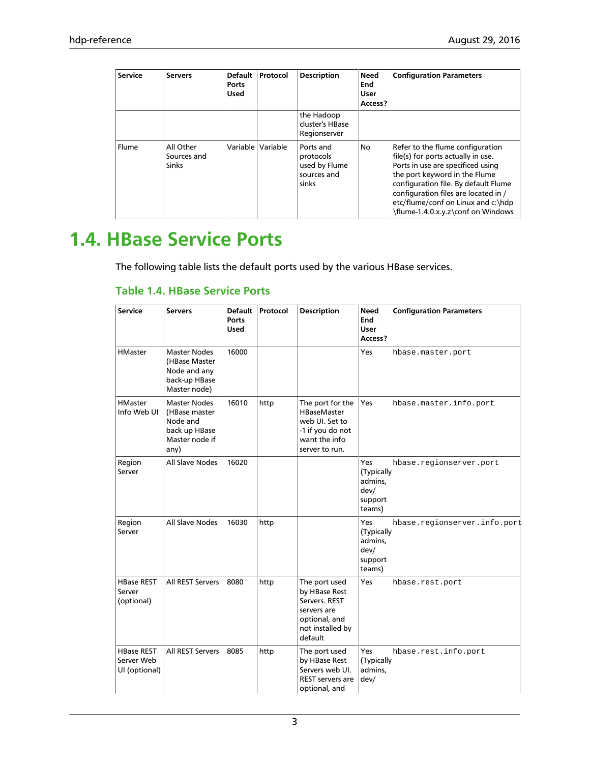| Service | Servers | Default Ports Used | Protocol | Description | Need End User Access? | Configuration Parameters |
|---|---|---|---|---|---|---|
| | | | | the Hadoop cluster's HBase Regionserver | | |
| Flume | All Other Sources and Sinks | Variable | Variable | Ports and protocols used by Flume sources and sinks | No | Refer to the flume configuration file(s) for ports actually in use. Ports in use are specificed using the port keyword in the Flume configuration file. By default Flume configuration files are located in /etc/flume/conf on Linux and c:\hdp\flume-1.4.0.x.y.z\conf on Windows |

# 1.4. HBase Service Ports

The following table lists the default ports used by the various HBase services.

## Table 1.4. HBase Service Ports

| Service | Servers | Default Ports Used | Protocol | Description | Need End User Access? | Configuration Parameters |
|---|---|---|---|---|---|---|
| HMaster | Master Nodes (HBase Master Node and any back-up HBase Master node) | 16000 | | | Yes | `hbase.master.port` |
| HMaster Info Web UI | Master Nodes (HBase master Node and back up HBase Master node if any) | 16010 | http | The port for the HBaseMaster web UI. Set to -1 if you do not want the info server to run. | Yes | `hbase.master.info.port` |
| Region Server | All Slave Nodes | 16020 | | | Yes (Typically admins, dev/support teams) | `hbase.regionserver.port` |
| Region Server | All Slave Nodes | 16030 | http | | Yes (Typically admins, dev/support teams) | `hbase.regionserver.info.port` |
| HBase REST Server (optional) | All REST Servers | 8080 | http | The port used by HBase Rest Servers. REST servers are optional, and not installed by default | Yes | `hbase.rest.port` |
| HBase REST Server Web UI (optional) | All REST Servers | 8085 | http | The port used by HBase Rest Servers web UI. REST servers are optional, and | Yes (Typically admins, dev/ | `hbase.rest.info.port` |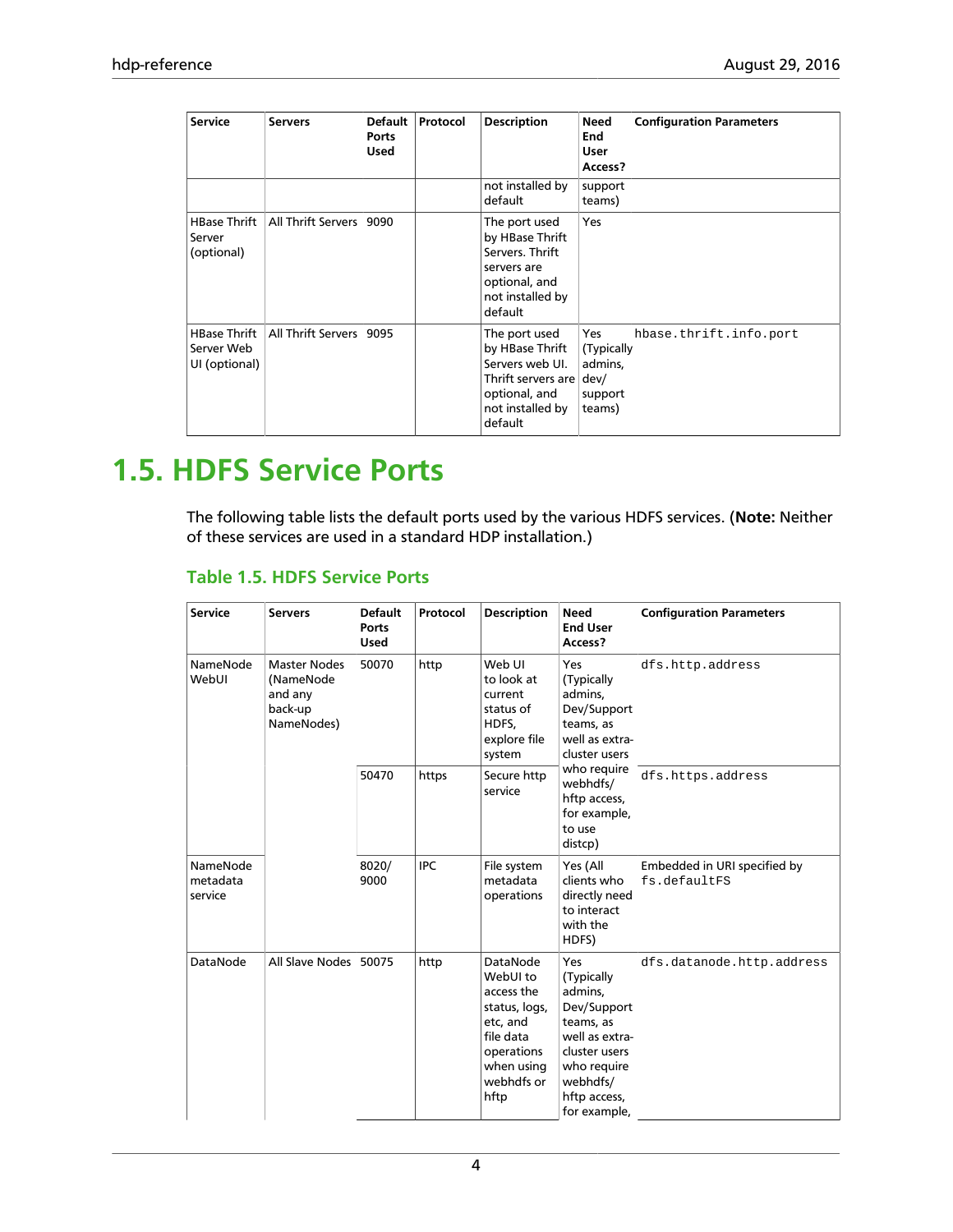| Service | Servers | Default Ports Used | Protocol | Description | Need End User Access? | Configuration Parameters |
|---|---|---|---|---|---|---|
| | | | | not installed by default | support teams) | |
| HBase Thrift Server (optional) | All Thrift Servers | 9090 | | The port used by HBase Thrift Servers. Thrift servers are optional, and not installed by default | Yes | |
| HBase Thrift Server Web UI (optional) | All Thrift Servers | 9095 | | The port used by HBase Thrift Servers web UI. Thrift servers are optional, and not installed by default | Yes (Typically admins, dev/support teams) | `hbase.thrift.info.port` |

# 1.5. HDFS Service Ports

The following table lists the default ports used by the various HDFS services. (**Note:** Neither of these services are used in a standard HDP installation.)

## Table 1.5. HDFS Service Ports

| Service | Servers | Default Ports Used | Protocol | Description | Need End User Access? | Configuration Parameters |
|---|---|---|---|---|---|---|
| NameNode WebUI | Master Nodes (NameNode and any back-up NameNodes) | 50070 | http | Web UI to look at current status of HDFS, explore file system | Yes (Typically admins, Dev/Support teams, as well as extra-cluster users who require webhdfs/hftp access, for example, to use distcp) | `dfs.http.address` |
| | | 50470 | https | Secure http service | | `dfs.https.address` |
| NameNode metadata service | | 8020/9000 | IPC | File system metadata operations | Yes (All clients who directly need to interact with the HDFS) | Embedded in URI specified by `fs.defaultFS` |
| DataNode | All Slave Nodes | 50075 | http | DataNode WebUI to access the status, logs, etc, and file data operations when using webhdfs or hftp | Yes (Typically admins, Dev/Support teams, as well as extra-cluster users who require webhdfs/hftp access, for example, | `dfs.datanode.http.address` |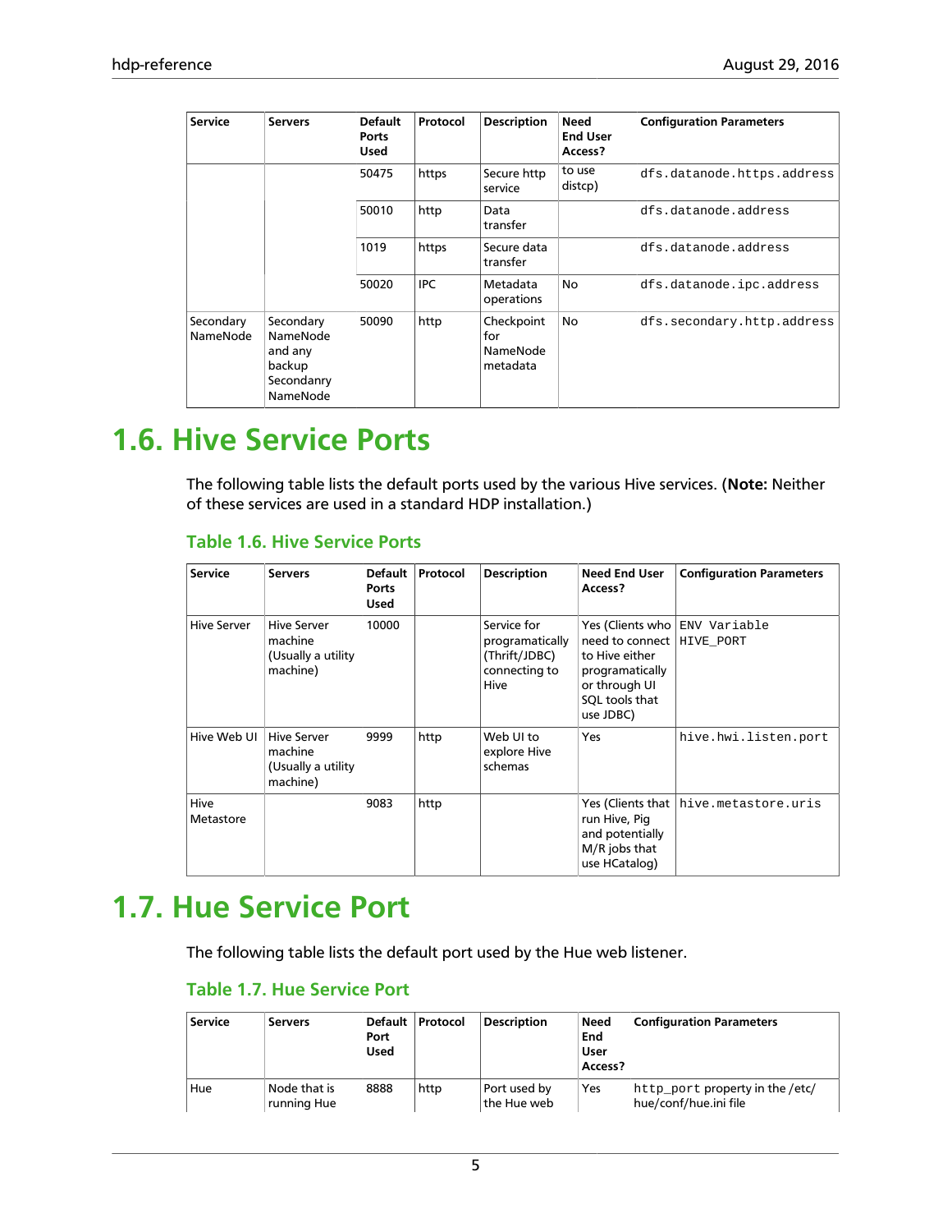| Service | Servers | Default Ports Used | Protocol | Description | Need End User Access? | Configuration Parameters |
| --- | --- | --- | --- | --- | --- | --- |
| | | 50475 | https | Secure http service | to use distcp) | `dfs.datanode.https.address` |
| | | 50010 | http | Data transfer | | `dfs.datanode.address` |
| | | 1019 | https | Secure data transfer | | `dfs.datanode.address` |
| | | 50020 | IPC | Metadata operations | No | `dfs.datanode.ipc.address` |
| Secondary NameNode | Secondary NameNode and any backup Secondanry NameNode | 50090 | http | Checkpoint for NameNode metadata | No | `dfs.secondary.http.address` |

# 1.6. Hive Service Ports

The following table lists the default ports used by the various Hive services. (**Note:** Neither of these services are used in a standard HDP installation.)

### Table 1.6. Hive Service Ports

| Service | Servers | Default Ports Used | Protocol | Description | Need End User Access? | Configuration Parameters |
| --- | --- | --- | --- | --- | --- | --- |
| Hive Server | Hive Server machine (Usually a utility machine) | 10000 | | Service for programatically (Thrift/JDBC) connecting to Hive | Yes (Clients who need to connect to Hive either programatically or through UI SQL tools that use JDBC) | `ENV Variable HIVE_PORT` |
| Hive Web UI | Hive Server machine (Usually a utility machine) | 9999 | http | Web UI to explore Hive schemas | Yes | `hive.hwi.listen.port` |
| Hive Metastore | | 9083 | http | | Yes (Clients that run Hive, Pig and potentially M/R jobs that use HCatalog) | `hive.metastore.uris` |

# 1.7. Hue Service Port

The following table lists the default port used by the Hue web listener.

### Table 1.7. Hue Service Port

| Service | Servers | Default Port Used | Protocol | Description | Need End User Access? | Configuration Parameters |
| --- | --- | --- | --- | --- | --- | --- |
| Hue | Node that is running Hue | 8888 | http | Port used by the Hue web | Yes | `http_port` property in the /etc/hue/conf/hue.ini file |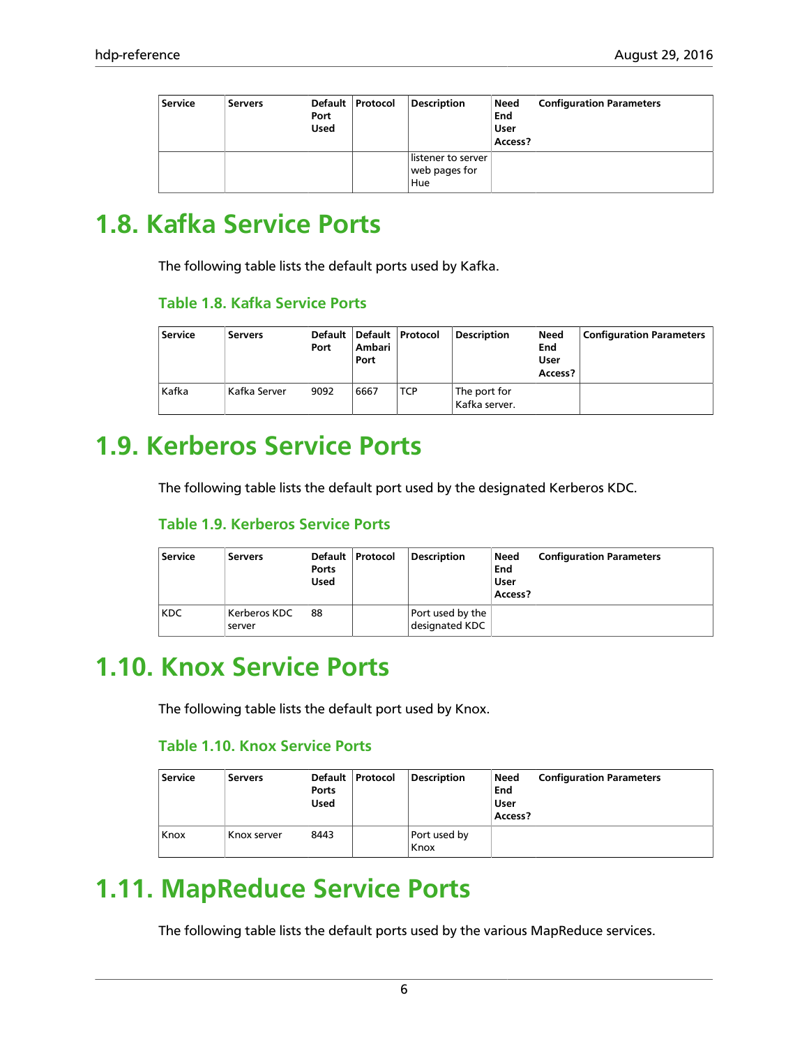| Service | Servers | Default Port Used | Protocol | Description | Need End User Access? | Configuration Parameters |
|---|---|---|---|---|---|---|
| | | | | listener to server web pages for Hue | | |

# 1.8. Kafka Service Ports

The following table lists the default ports used by Kafka.

### Table 1.8. Kafka Service Ports

| Service | Servers | Default Port | Default Ambari Port | Protocol | Description | Need End User Access? | Configuration Parameters |
|---|---|---|---|---|---|---|---|
| Kafka | Kafka Server | 9092 | 6667 | TCP | The port for Kafka server. | | |

# 1.9. Kerberos Service Ports

The following table lists the default port used by the designated Kerberos KDC.

### Table 1.9. Kerberos Service Ports

| Service | Servers | Default Ports Used | Protocol | Description | Need End User Access? | Configuration Parameters |
|---|---|---|---|---|---|---|
| KDC | Kerberos KDC server | 88 | | Port used by the designated KDC | | |

# 1.10. Knox Service Ports

The following table lists the default port used by Knox.

### Table 1.10. Knox Service Ports

| Service | Servers | Default Ports Used | Protocol | Description | Need End User Access? | Configuration Parameters |
|---|---|---|---|---|---|---|
| Knox | Knox server | 8443 | | Port used by Knox | | |

# 1.11. MapReduce Service Ports

The following table lists the default ports used by the various MapReduce services.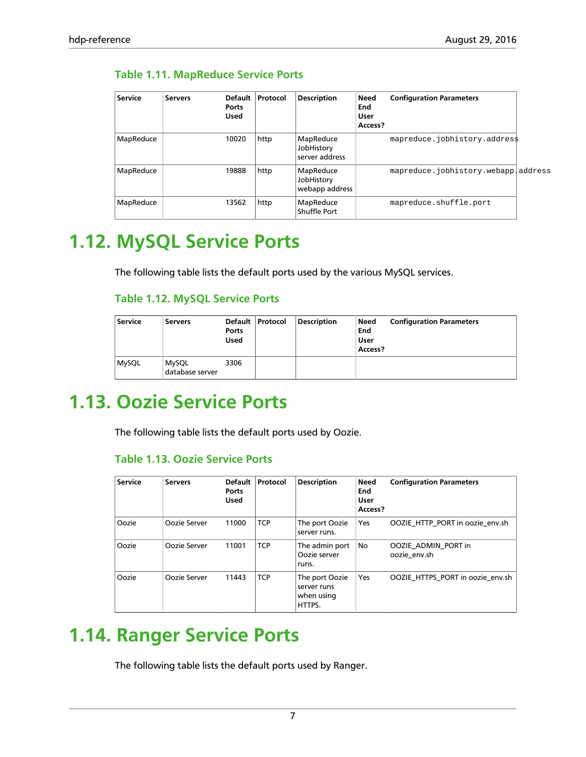**Table 1.11. MapReduce Service Ports**

| Service | Servers | Default Ports Used | Protocol | Description | Need End User Access? | Configuration Parameters |
|---|---|---|---|---|---|---|
| MapReduce | | 10020 | http | MapReduce JobHistory server address | | `mapreduce.jobhistory.address` |
| MapReduce | | 19888 | http | MapReduce JobHistory webapp address | | `mapreduce.jobhistory.webapp.address` |
| MapReduce | | 13562 | http | MapReduce Shuffle Port | | `mapreduce.shuffle.port` |

# 1.12. MySQL Service Ports

The following table lists the default ports used by the various MySQL services.

**Table 1.12. MySQL Service Ports**

| Service | Servers | Default Ports Used | Protocol | Description | Need End User Access? | Configuration Parameters |
|---|---|---|---|---|---|---|
| MySQL | MySQL database server | 3306 | | | | |

# 1.13. Oozie Service Ports

The following table lists the default ports used by Oozie.

**Table 1.13. Oozie Service Ports**

| Service | Servers | Default Ports Used | Protocol | Description | Need End User Access? | Configuration Parameters |
|---|---|---|---|---|---|---|
| Oozie | Oozie Server | 11000 | TCP | The port Oozie server runs. | Yes | OOZIE_HTTP_PORT in oozie_env.sh |
| Oozie | Oozie Server | 11001 | TCP | The admin port Oozie server runs. | No | OOZIE_ADMIN_PORT in oozie_env.sh |
| Oozie | Oozie Server | 11443 | TCP | The port Oozie server runs when using HTTPS. | Yes | OOZIE_HTTPS_PORT in oozie_env.sh |

# 1.14. Ranger Service Ports

The following table lists the default ports used by Ranger.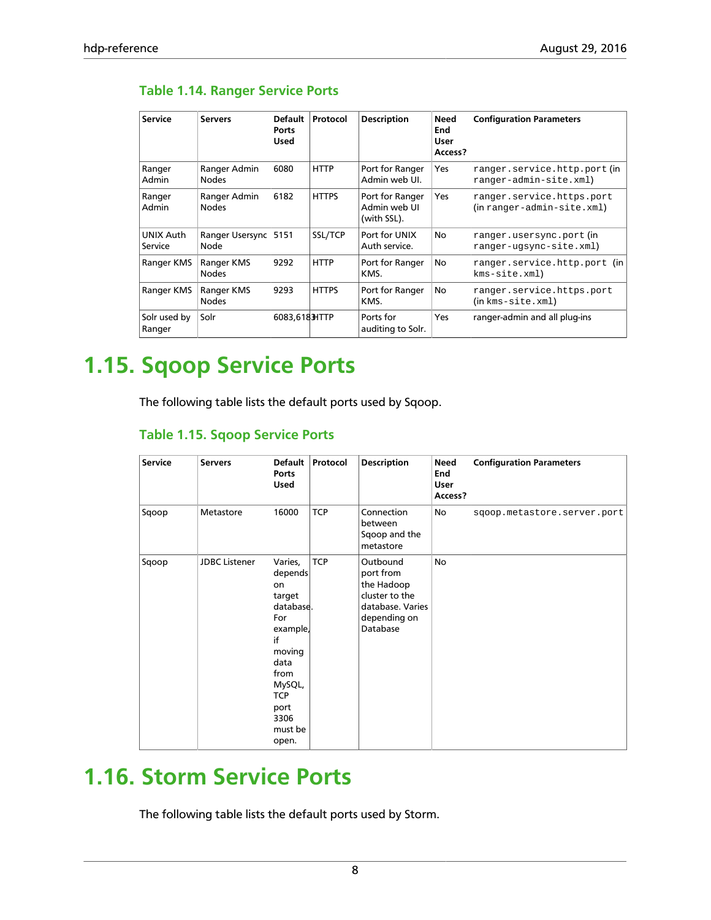**Table 1.14. Ranger Service Ports**

| Service | Servers | Default Ports Used | Protocol | Description | Need End User Access? | Configuration Parameters |
|---|---|---|---|---|---|---|
| Ranger Admin | Ranger Admin Nodes | 6080 | HTTP | Port for Ranger Admin web UI. | Yes | `ranger.service.http.port` (in `ranger-admin-site.xml`) |
| Ranger Admin | Ranger Admin Nodes | 6182 | HTTPS | Port for Ranger Admin web UI (with SSL). | Yes | `ranger.service.https.port` (in `ranger-admin-site.xml`) |
| UNIX Auth Service | Ranger Usersync Node | 5151 | SSL/TCP | Port for UNIX Auth service. | No | `ranger.usersync.port` (in `ranger-ugsync-site.xml`) |
| Ranger KMS | Ranger KMS Nodes | 9292 | HTTP | Port for Ranger KMS. | No | `ranger.service.http.port` (in `kms-site.xml`) |
| Ranger KMS | Ranger KMS Nodes | 9293 | HTTPS | Port for Ranger KMS. | No | `ranger.service.https.port` (in `kms-site.xml`) |
| Solr used by Ranger | Solr | 6083,6183 | HTTP | Ports for auditing to Solr. | Yes | ranger-admin and all plug-ins |

# 1.15. Sqoop Service Ports

The following table lists the default ports used by Sqoop.

**Table 1.15. Sqoop Service Ports**

| Service | Servers | Default Ports Used | Protocol | Description | Need End User Access? | Configuration Parameters |
|---|---|---|---|---|---|---|
| Sqoop | Metastore | 16000 | TCP | Connection between Sqoop and the metastore | No | `sqoop.metastore.server.port` |
| Sqoop | JDBC Listener | Varies, depends on target database. For example, if moving data from MySQL, TCP port 3306 must be open. | TCP | Outbound port from the Hadoop cluster to the database. Varies depending on Database | No | |

# 1.16. Storm Service Ports

The following table lists the default ports used by Storm.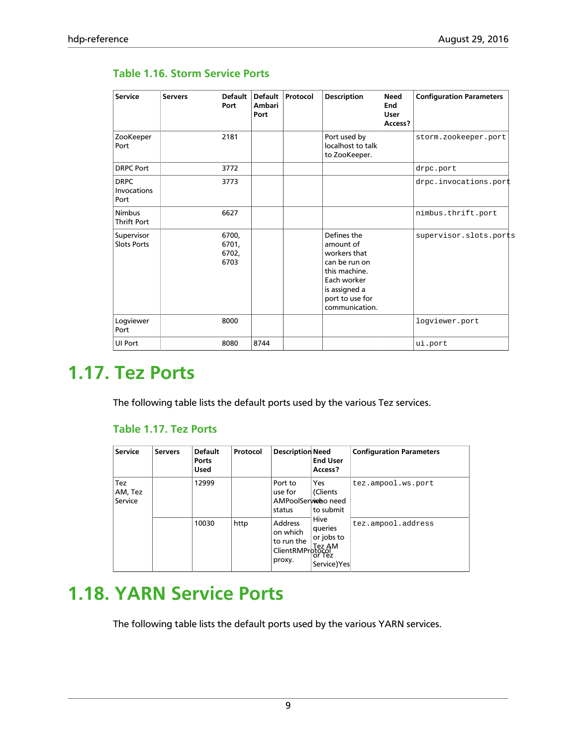**Table 1.16. Storm Service Ports**

| Service | Servers | Default Port | Default Ambari Port | Protocol | Description | Need End User Access? | Configuration Parameters |
|---|---|---|---|---|---|---|---|
| ZooKeeper Port | | 2181 | | | Port used by localhost to talk to ZooKeeper. | | storm.zookeeper.port |
| DRPC Port | | 3772 | | | | | drpc.port |
| DRPC Invocations Port | | 3773 | | | | | drpc.invocations.port |
| Nimbus Thrift Port | | 6627 | | | | | nimbus.thrift.port |
| Supervisor Slots Ports | | 6700, 6701, 6702, 6703 | | | Defines the amount of workers that can be run on this machine. Each worker is assigned a port to use for communication. | | supervisor.slots.ports |
| Logviewer Port | | 8000 | | | | | logviewer.port |
| UI Port | | 8080 | 8744 | | | | ui.port |

# 1.17. Tez Ports

The following table lists the default ports used by the various Tez services.

**Table 1.17. Tez Ports**

| Service | Servers | Default Ports Used | Protocol | Description | Need End User Access? | Configuration Parameters |
|---|---|---|---|---|---|---|
| Tez AM, Tez Service | | 12999 | | Port to use for AMPoolService status | Yes (Clients who need to submit Hive queries or jobs to Tez AM or Tez Service)Yes | tez.ampool.ws.port |
| | | 10030 | http | Address on which to run the ClientRMProtocol proxy. | | tez.ampool.address |

# 1.18. YARN Service Ports

The following table lists the default ports used by the various YARN services.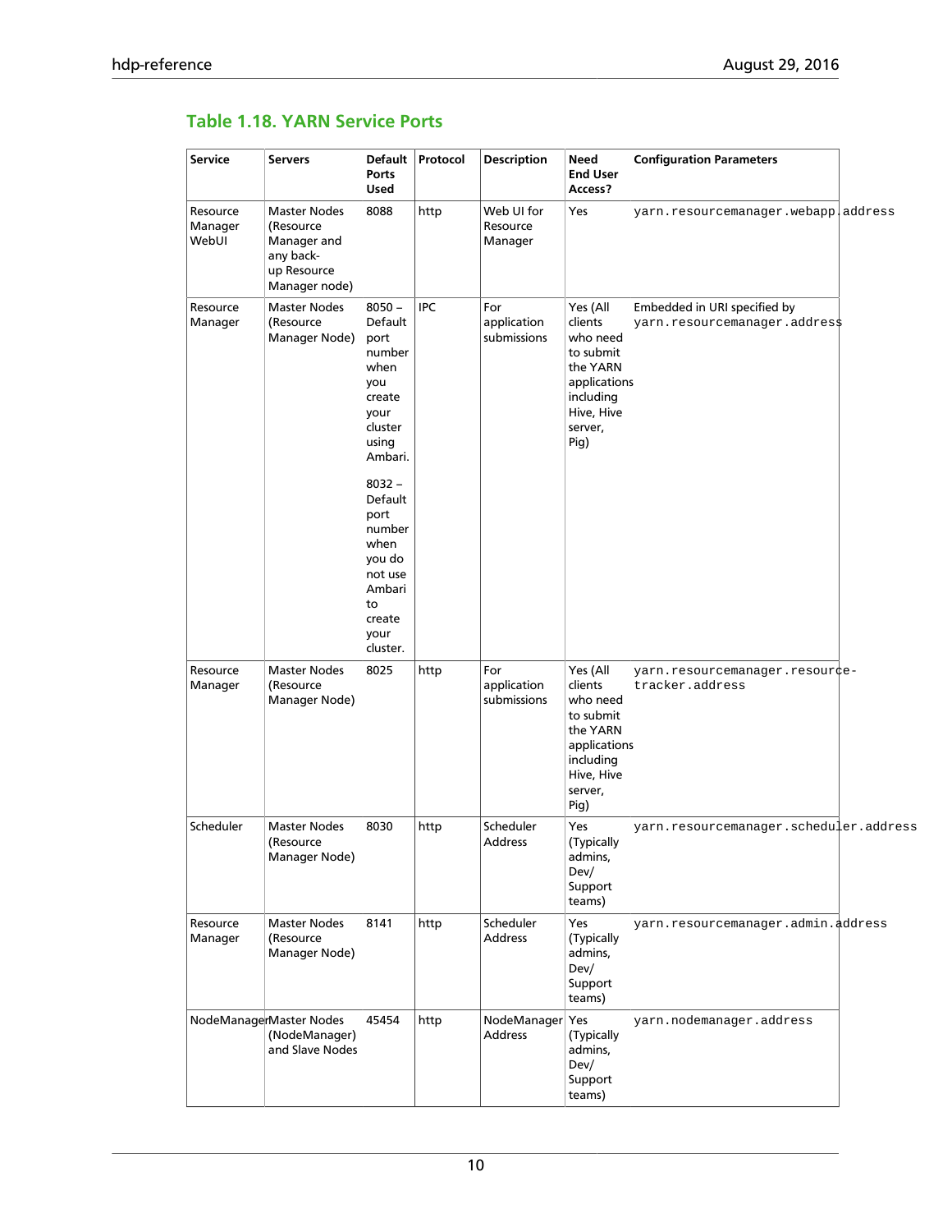### Table 1.18. YARN Service Ports

| Service | Servers | Default Ports Used | Protocol | Description | Need End User Access? | Configuration Parameters |
| --- | --- | --- | --- | --- | --- | --- |
| Resource Manager WebUI | Master Nodes (Resource Manager and any back-up Resource Manager node) | 8088 | http | Web UI for Resource Manager | Yes | `yarn.resourcemanager.webapp.address` |
| Resource Manager | Master Nodes (Resource Manager Node) | 8050 – Default port number when you create your cluster using Ambari.<br><br>8032 – Default port number when you do not use Ambari to create your cluster. | IPC | For application submissions | Yes (All clients who need to submit the YARN applications including Hive, Hive server, Pig) | Embedded in URI specified by `yarn.resourcemanager.address` |
| Resource Manager | Master Nodes (Resource Manager Node) | 8025 | http | For application submissions | Yes (All clients who need to submit the YARN applications including Hive, Hive server, Pig) | `yarn.resourcemanager.resource-tracker.address` |
| Scheduler | Master Nodes (Resource Manager Node) | 8030 | http | Scheduler Address | Yes (Typically admins, Dev/ Support teams) | `yarn.resourcemanager.scheduler.address` |
| Resource Manager | Master Nodes (Resource Manager Node) | 8141 | http | Scheduler Address | Yes (Typically admins, Dev/ Support teams) | `yarn.resourcemanager.admin.address` |
| NodeManager | Master Nodes (NodeManager) and Slave Nodes | 45454 | http | NodeManager Address | Yes (Typically admins, Dev/ Support teams) | `yarn.nodemanager.address` |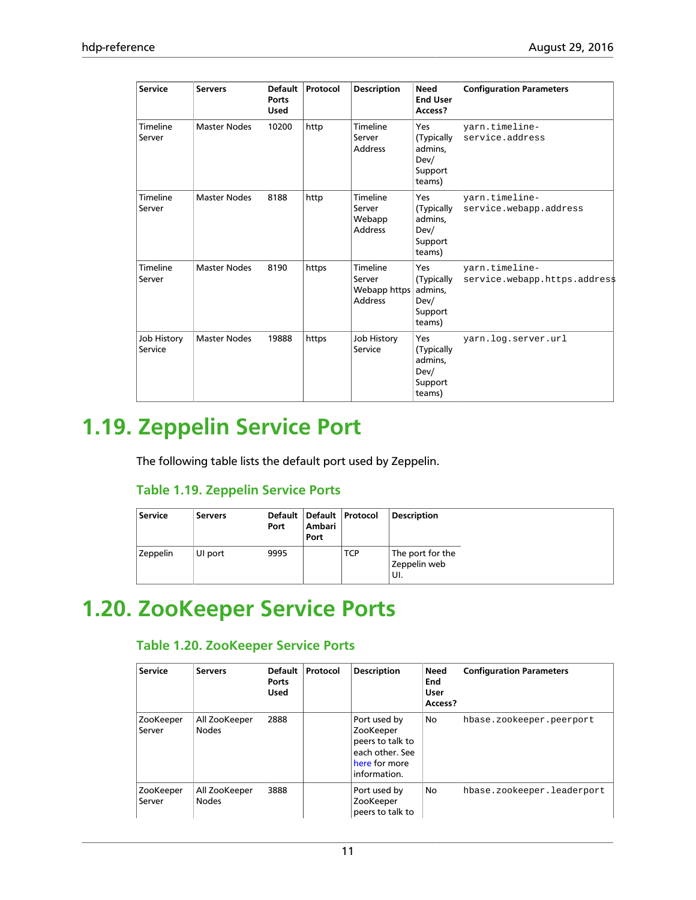| Service | Servers | Default Ports Used | Protocol | Description | Need End User Access? | Configuration Parameters |
|---|---|---|---|---|---|---|
| Timeline Server | Master Nodes | 10200 | http | Timeline Server Address | Yes (Typically admins, Dev/ Support teams) | `yarn.timeline-service.address` |
| Timeline Server | Master Nodes | 8188 | http | Timeline Server Webapp Address | Yes (Typically admins, Dev/ Support teams) | `yarn.timeline-service.webapp.address` |
| Timeline Server | Master Nodes | 8190 | https | Timeline Server Webapp https Address | Yes (Typically admins, Dev/ Support teams) | `yarn.timeline-service.webapp.https.address` |
| Job History Service | Master Nodes | 19888 | https | Job History Service | Yes (Typically admins, Dev/ Support teams) | `yarn.log.server.url` |

# 1.19. Zeppelin Service Port

The following table lists the default port used by Zeppelin.

### Table 1.19. Zeppelin Service Ports

| Service | Servers | Default Port | Default Ambari Port | Protocol | Description |
|---|---|---|---|---|---|
| Zeppelin | UI port | 9995 | | TCP | The port for the Zeppelin web UI. |

# 1.20. ZooKeeper Service Ports

### Table 1.20. ZooKeeper Service Ports

| Service | Servers | Default Ports Used | Protocol | Description | Need End User Access? | Configuration Parameters |
|---|---|---|---|---|---|---|
| ZooKeeper Server | All ZooKeeper Nodes | 2888 | | Port used by ZooKeeper peers to talk to each other. See here for more information. | No | `hbase.zookeeper.peerport` |
| ZooKeeper Server | All ZooKeeper Nodes | 3888 | | Port used by ZooKeeper peers to talk to | No | `hbase.zookeeper.leaderport` |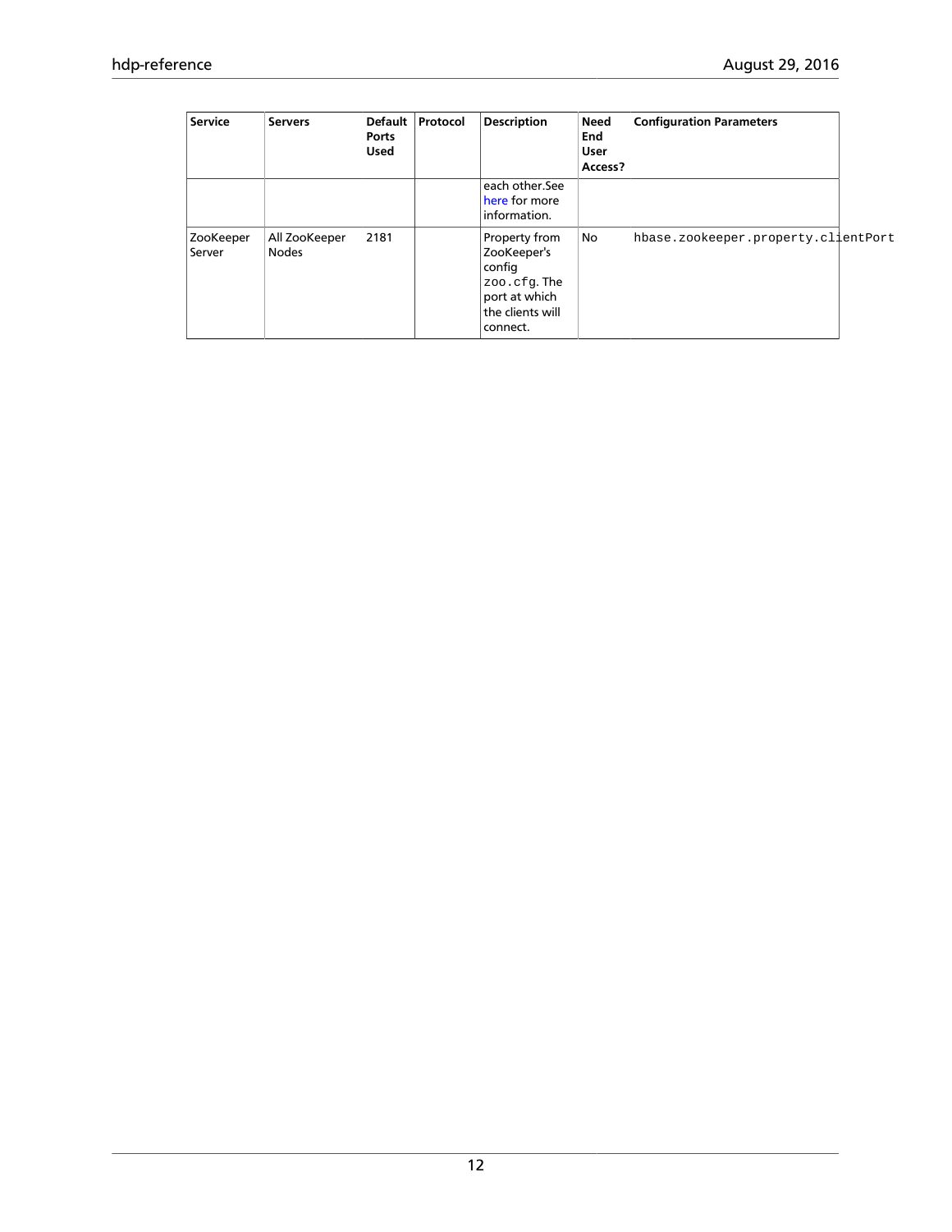| Service | Servers | Default Ports Used | Protocol | Description | Need End User Access? | Configuration Parameters |
|---|---|---|---|---|---|---|
| | | | | each other.See here for more information. | | |
| ZooKeeper Server | All ZooKeeper Nodes | 2181 | | Property from ZooKeeper's config `zoo.cfg`. The port at which the clients will connect. | No | `hbase.zookeeper.property.clientPort` |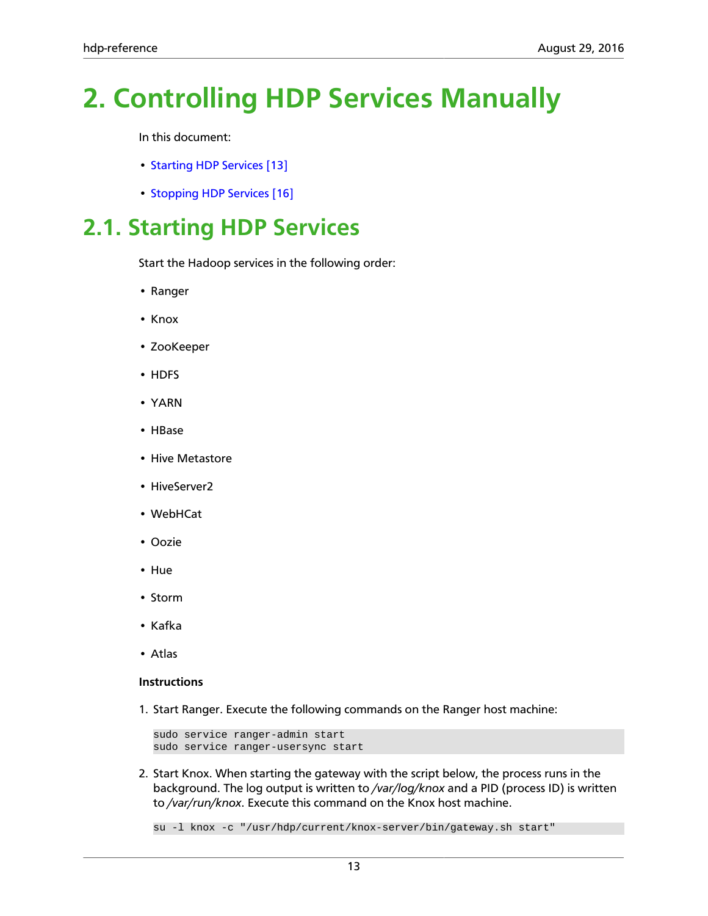# 2. Controlling HDP Services Manually

In this document:

- Starting HDP Services [13]
- Stopping HDP Services [16]

## 2.1. Starting HDP Services

Start the Hadoop services in the following order:

- Ranger
- Knox
- ZooKeeper
- HDFS
- YARN
- HBase
- Hive Metastore
- HiveServer2
- WebHCat
- Oozie
- Hue
- Storm
- Kafka
- Atlas

**Instructions**

1. Start Ranger. Execute the following commands on the Ranger host machine:

```
sudo service ranger-admin start
sudo service ranger-usersync start
```

2. Start Knox. When starting the gateway with the script below, the process runs in the background. The log output is written to */var/log/knox* and a PID (process ID) is written to */var/run/knox*. Execute this command on the Knox host machine.

```
su -l knox -c "/usr/hdp/current/knox-server/bin/gateway.sh start"
```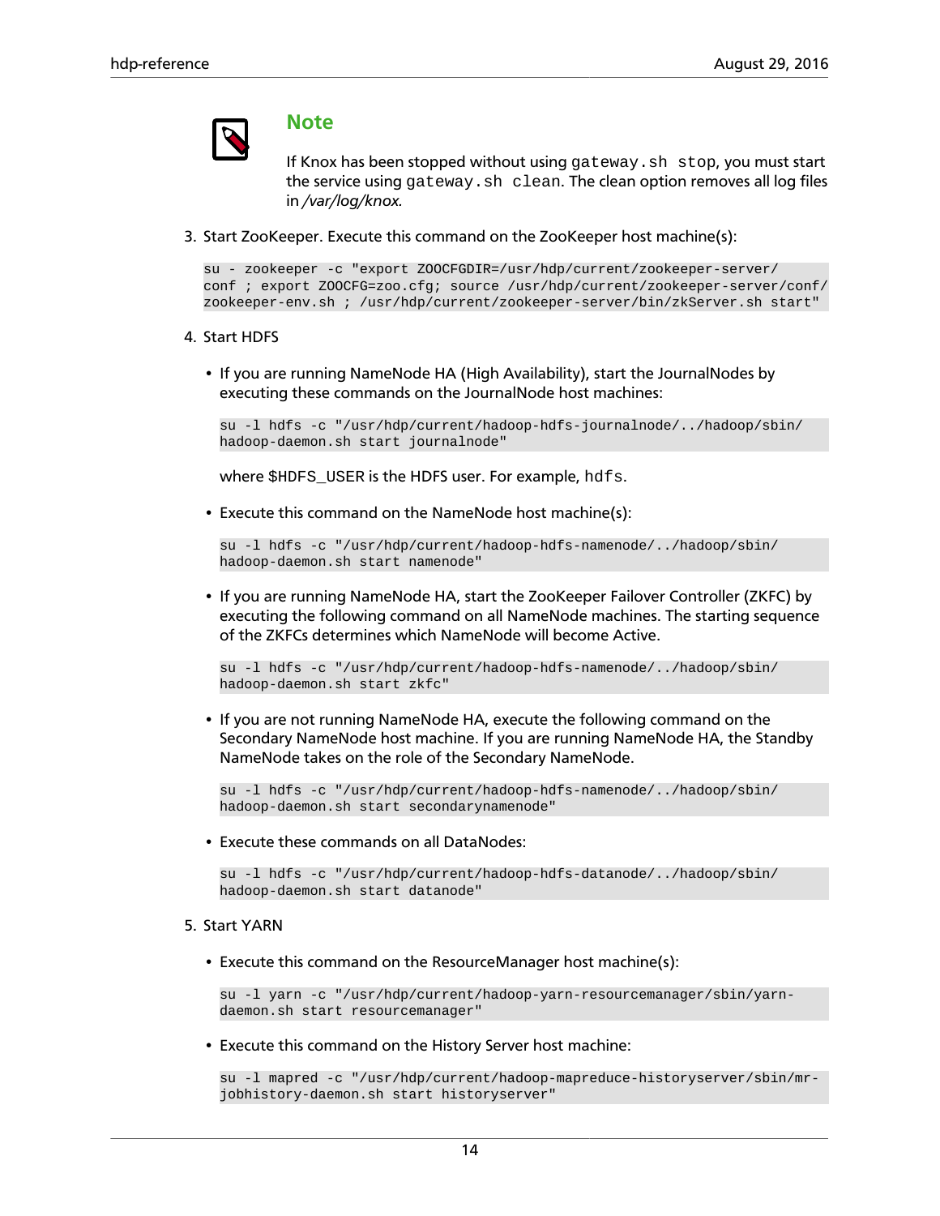> **Note**
>
> If Knox has been stopped without using `gateway.sh stop`, you must start the service using `gateway.sh clean`. The clean option removes all log files in */var/log/knox.*

3. Start ZooKeeper. Execute this command on the ZooKeeper host machine(s):

   ```
   su - zookeeper -c "export ZOOCFGDIR=/usr/hdp/current/zookeeper-server/
   conf ; export ZOOCFG=zoo.cfg; source /usr/hdp/current/zookeeper-server/conf/
   zookeeper-env.sh ; /usr/hdp/current/zookeeper-server/bin/zkServer.sh start"
   ```

4. Start HDFS

   - If you are running NameNode HA (High Availability), start the JournalNodes by executing these commands on the JournalNode host machines:

     ```
     su -l hdfs -c "/usr/hdp/current/hadoop-hdfs-journalnode/../hadoop/sbin/
     hadoop-daemon.sh start journalnode"
     ```

     where $HDFS_USER is the HDFS user. For example, `hdfs`.

   - Execute this command on the NameNode host machine(s):

     ```
     su -l hdfs -c "/usr/hdp/current/hadoop-hdfs-namenode/../hadoop/sbin/
     hadoop-daemon.sh start namenode"
     ```

   - If you are running NameNode HA, start the ZooKeeper Failover Controller (ZKFC) by executing the following command on all NameNode machines. The starting sequence of the ZKFCs determines which NameNode will become Active.

     ```
     su -l hdfs -c "/usr/hdp/current/hadoop-hdfs-namenode/../hadoop/sbin/
     hadoop-daemon.sh start zkfc"
     ```

   - If you are not running NameNode HA, execute the following command on the Secondary NameNode host machine. If you are running NameNode HA, the Standby NameNode takes on the role of the Secondary NameNode.

     ```
     su -l hdfs -c "/usr/hdp/current/hadoop-hdfs-namenode/../hadoop/sbin/
     hadoop-daemon.sh start secondarynamenode"
     ```

   - Execute these commands on all DataNodes:

     ```
     su -l hdfs -c "/usr/hdp/current/hadoop-hdfs-datanode/../hadoop/sbin/
     hadoop-daemon.sh start datanode"
     ```

5. Start YARN

   - Execute this command on the ResourceManager host machine(s):

     ```
     su -l yarn -c "/usr/hdp/current/hadoop-yarn-resourcemanager/sbin/yarn-
     daemon.sh start resourcemanager"
     ```

   - Execute this command on the History Server host machine:

     ```
     su -l mapred -c "/usr/hdp/current/hadoop-mapreduce-historyserver/sbin/mr-
     jobhistory-daemon.sh start historyserver"
     ```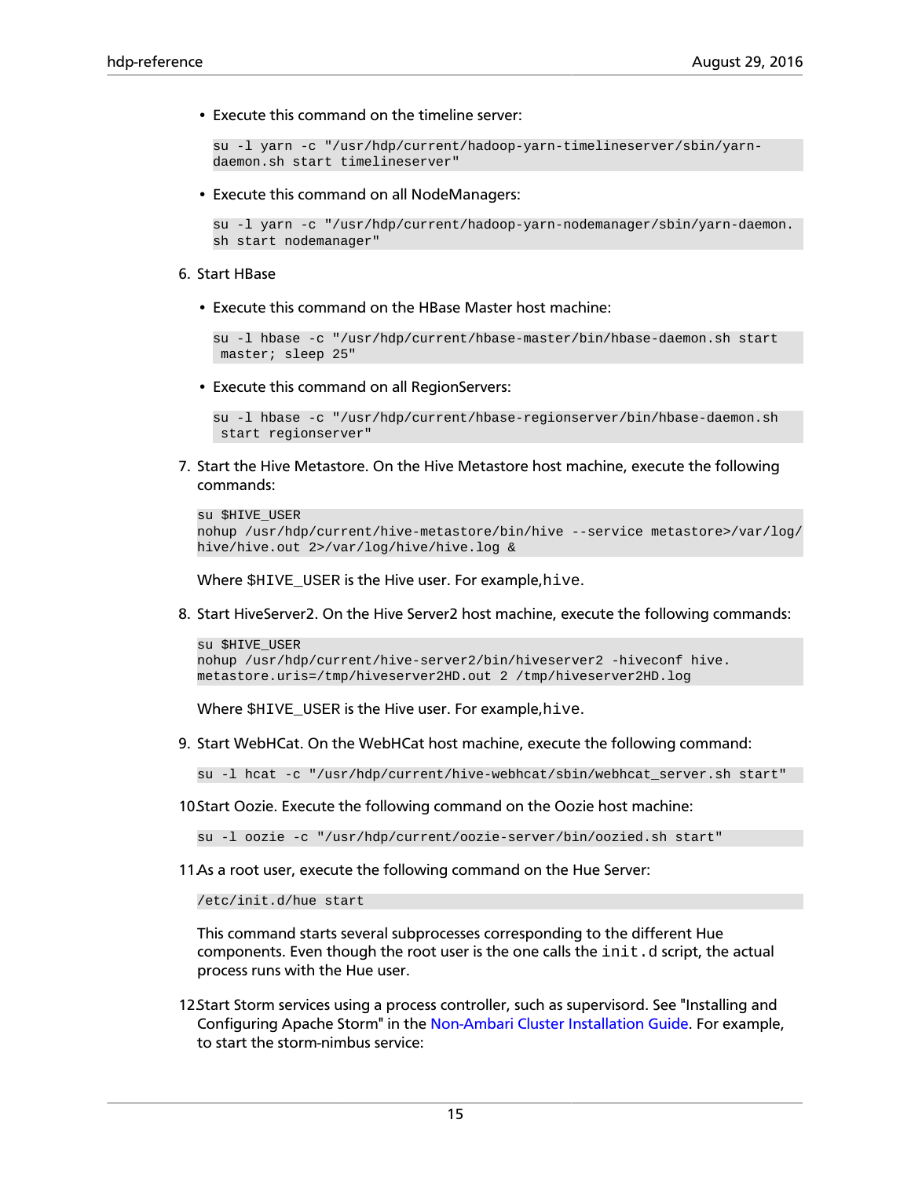- Execute this command on the timeline server:

```
su -l yarn -c "/usr/hdp/current/hadoop-yarn-timelineserver/sbin/yarn-daemon.sh start timelineserver"
```

- Execute this command on all NodeManagers:

```
su -l yarn -c "/usr/hdp/current/hadoop-yarn-nodemanager/sbin/yarn-daemon.sh start nodemanager"
```

6. Start HBase

- Execute this command on the HBase Master host machine:

```
su -l hbase -c "/usr/hdp/current/hbase-master/bin/hbase-daemon.sh start master; sleep 25"
```

- Execute this command on all RegionServers:

```
su -l hbase -c "/usr/hdp/current/hbase-regionserver/bin/hbase-daemon.sh start regionserver"
```

7. Start the Hive Metastore. On the Hive Metastore host machine, execute the following commands:

```
su $HIVE_USER
nohup /usr/hdp/current/hive-metastore/bin/hive --service metastore>/var/log/hive/hive.out 2>/var/log/hive/hive.log &
```

Where `$HIVE_USER` is the Hive user. For example,`hive`.

8. Start HiveServer2. On the Hive Server2 host machine, execute the following commands:

```
su $HIVE_USER
nohup /usr/hdp/current/hive-server2/bin/hiveserver2 -hiveconf hive.metastore.uris=/tmp/hiveserver2HD.out 2 /tmp/hiveserver2HD.log
```

Where `$HIVE_USER` is the Hive user. For example,`hive`.

9. Start WebHCat. On the WebHCat host machine, execute the following command:

```
su -l hcat -c "/usr/hdp/current/hive-webhcat/sbin/webhcat_server.sh start"
```

10. Start Oozie. Execute the following command on the Oozie host machine:

```
su -l oozie -c "/usr/hdp/current/oozie-server/bin/oozied.sh start"
```

11. As a root user, execute the following command on the Hue Server:

```
/etc/init.d/hue start
```

This command starts several subprocesses corresponding to the different Hue components. Even though the root user is the one calls the `init.d` script, the actual process runs with the Hue user.

12. Start Storm services using a process controller, such as supervisord. See "Installing and Configuring Apache Storm" in the Non-Ambari Cluster Installation Guide. For example, to start the storm-nimbus service: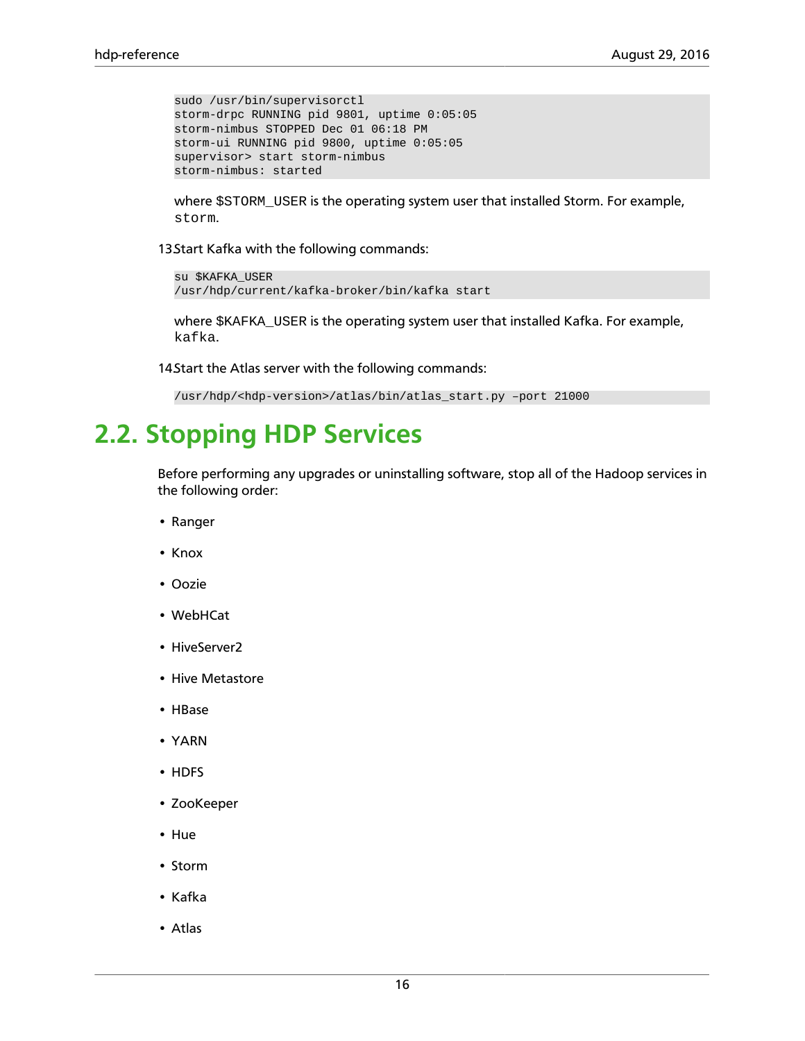```
sudo /usr/bin/supervisorctl
storm-drpc RUNNING pid 9801, uptime 0:05:05
storm-nimbus STOPPED Dec 01 06:18 PM
storm-ui RUNNING pid 9800, uptime 0:05:05
supervisor> start storm-nimbus
storm-nimbus: started
```

where $STORM_USER is the operating system user that installed Storm. For example, `storm`.

13. Start Kafka with the following commands:

```
su $KAFKA_USER
/usr/hdp/current/kafka-broker/bin/kafka start
```

where $KAFKA_USER is the operating system user that installed Kafka. For example, `kafka`.

14. Start the Atlas server with the following commands:

```
/usr/hdp/<hdp-version>/atlas/bin/atlas_start.py –port 21000
```

## 2.2. Stopping HDP Services

Before performing any upgrades or uninstalling software, stop all of the Hadoop services in the following order:

- Ranger
- Knox
- Oozie
- WebHCat
- HiveServer2
- Hive Metastore
- HBase
- YARN
- HDFS
- ZooKeeper
- Hue
- Storm
- Kafka
- Atlas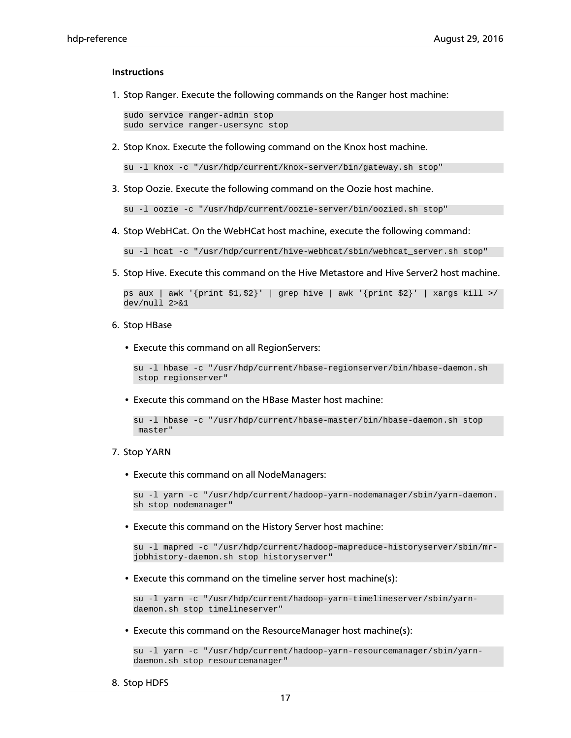**Instructions**

1. Stop Ranger. Execute the following commands on the Ranger host machine:

   ```
   sudo service ranger-admin stop
   sudo service ranger-usersync stop
   ```

2. Stop Knox. Execute the following command on the Knox host machine.

   ```
   su -l knox -c "/usr/hdp/current/knox-server/bin/gateway.sh stop"
   ```

3. Stop Oozie. Execute the following command on the Oozie host machine.

   ```
   su -l oozie -c "/usr/hdp/current/oozie-server/bin/oozied.sh stop"
   ```

4. Stop WebHCat. On the WebHCat host machine, execute the following command:

   ```
   su -l hcat -c "/usr/hdp/current/hive-webhcat/sbin/webhcat_server.sh stop"
   ```

5. Stop Hive. Execute this command on the Hive Metastore and Hive Server2 host machine.

   ```
   ps aux | awk '{print $1,$2}' | grep hive | awk '{print $2}' | xargs kill >/
   dev/null 2>&1
   ```

6. Stop HBase

   - Execute this command on all RegionServers:

     ```
     su -l hbase -c "/usr/hdp/current/hbase-regionserver/bin/hbase-daemon.sh
      stop regionserver"
     ```

   - Execute this command on the HBase Master host machine:

     ```
     su -l hbase -c "/usr/hdp/current/hbase-master/bin/hbase-daemon.sh stop
      master"
     ```

7. Stop YARN

   - Execute this command on all NodeManagers:

     ```
     su -l yarn -c "/usr/hdp/current/hadoop-yarn-nodemanager/sbin/yarn-daemon.
     sh stop nodemanager"
     ```

   - Execute this command on the History Server host machine:

     ```
     su -l mapred -c "/usr/hdp/current/hadoop-mapreduce-historyserver/sbin/mr-
     jobhistory-daemon.sh stop historyserver"
     ```

   - Execute this command on the timeline server host machine(s):

     ```
     su -l yarn -c "/usr/hdp/current/hadoop-yarn-timelineserver/sbin/yarn-
     daemon.sh stop timelineserver"
     ```

   - Execute this command on the ResourceManager host machine(s):

     ```
     su -l yarn -c "/usr/hdp/current/hadoop-yarn-resourcemanager/sbin/yarn-
     daemon.sh stop resourcemanager"
     ```

8. Stop HDFS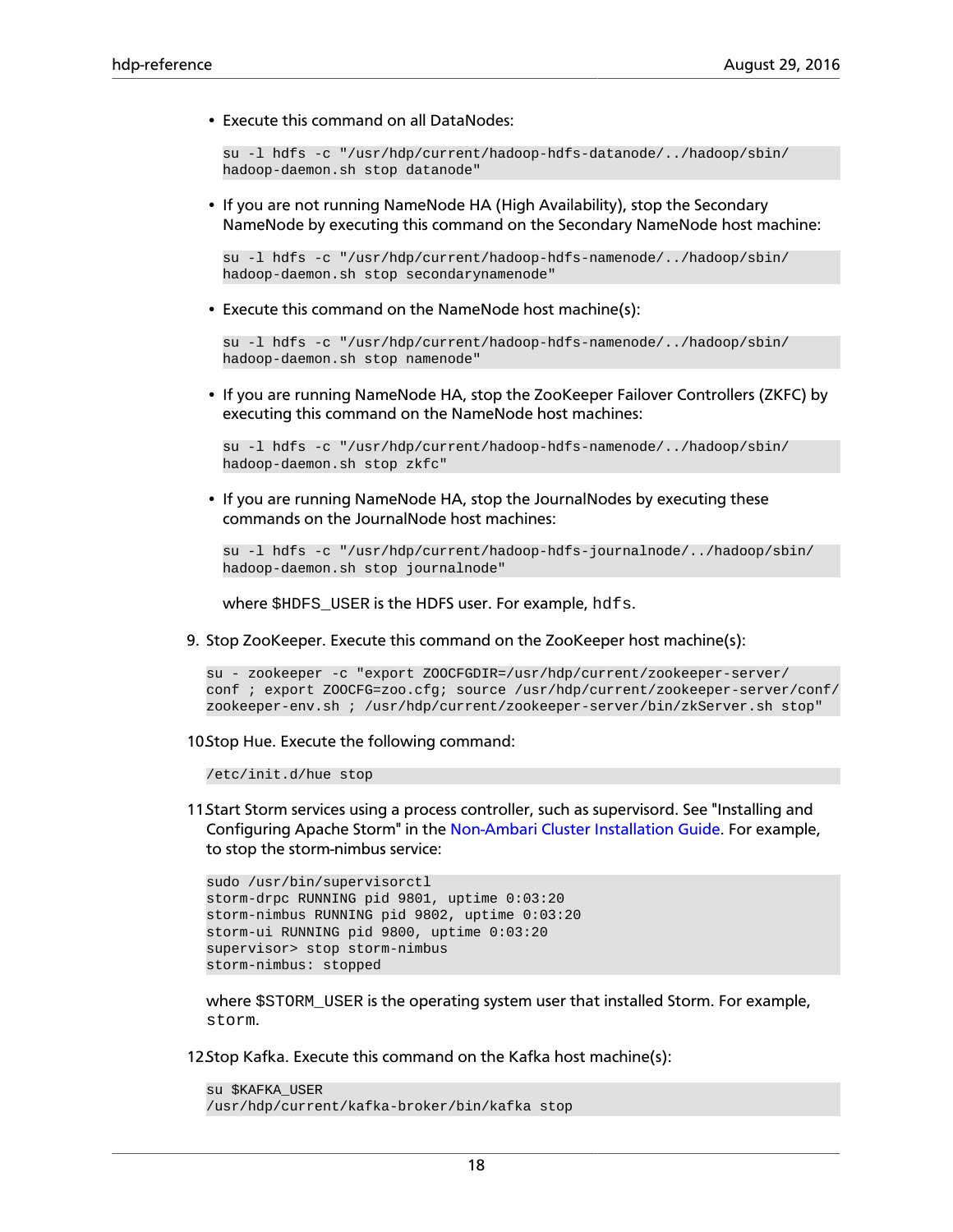- Execute this command on all DataNodes:

  ```
  su -l hdfs -c "/usr/hdp/current/hadoop-hdfs-datanode/../hadoop/sbin/
  hadoop-daemon.sh stop datanode"
  ```

- If you are not running NameNode HA (High Availability), stop the Secondary NameNode by executing this command on the Secondary NameNode host machine:

  ```
  su -l hdfs -c "/usr/hdp/current/hadoop-hdfs-namenode/../hadoop/sbin/
  hadoop-daemon.sh stop secondarynamenode"
  ```

- Execute this command on the NameNode host machine(s):

  ```
  su -l hdfs -c "/usr/hdp/current/hadoop-hdfs-namenode/../hadoop/sbin/
  hadoop-daemon.sh stop namenode"
  ```

- If you are running NameNode HA, stop the ZooKeeper Failover Controllers (ZKFC) by executing this command on the NameNode host machines:

  ```
  su -l hdfs -c "/usr/hdp/current/hadoop-hdfs-namenode/../hadoop/sbin/
  hadoop-daemon.sh stop zkfc"
  ```

- If you are running NameNode HA, stop the JournalNodes by executing these commands on the JournalNode host machines:

  ```
  su -l hdfs -c "/usr/hdp/current/hadoop-hdfs-journalnode/../hadoop/sbin/
  hadoop-daemon.sh stop journalnode"
  ```

  where $HDFS_USER is the HDFS user. For example, `hdfs`.

9. Stop ZooKeeper. Execute this command on the ZooKeeper host machine(s):

   ```
   su - zookeeper -c "export ZOOCFGDIR=/usr/hdp/current/zookeeper-server/
   conf ; export ZOOCFG=zoo.cfg; source /usr/hdp/current/zookeeper-server/conf/
   zookeeper-env.sh ; /usr/hdp/current/zookeeper-server/bin/zkServer.sh stop"
   ```

10. Stop Hue. Execute the following command:

    ```
    /etc/init.d/hue stop
    ```

11. Start Storm services using a process controller, such as supervisord. See "Installing and Configuring Apache Storm" in the Non-Ambari Cluster Installation Guide. For example, to stop the storm-nimbus service:

    ```
    sudo /usr/bin/supervisorctl
    storm-drpc RUNNING pid 9801, uptime 0:03:20
    storm-nimbus RUNNING pid 9802, uptime 0:03:20
    storm-ui RUNNING pid 9800, uptime 0:03:20
    supervisor> stop storm-nimbus
    storm-nimbus: stopped
    ```

    where $STORM_USER is the operating system user that installed Storm. For example, `storm`.

12. Stop Kafka. Execute this command on the Kafka host machine(s):

    ```
    su $KAFKA_USER
    /usr/hdp/current/kafka-broker/bin/kafka stop
    ```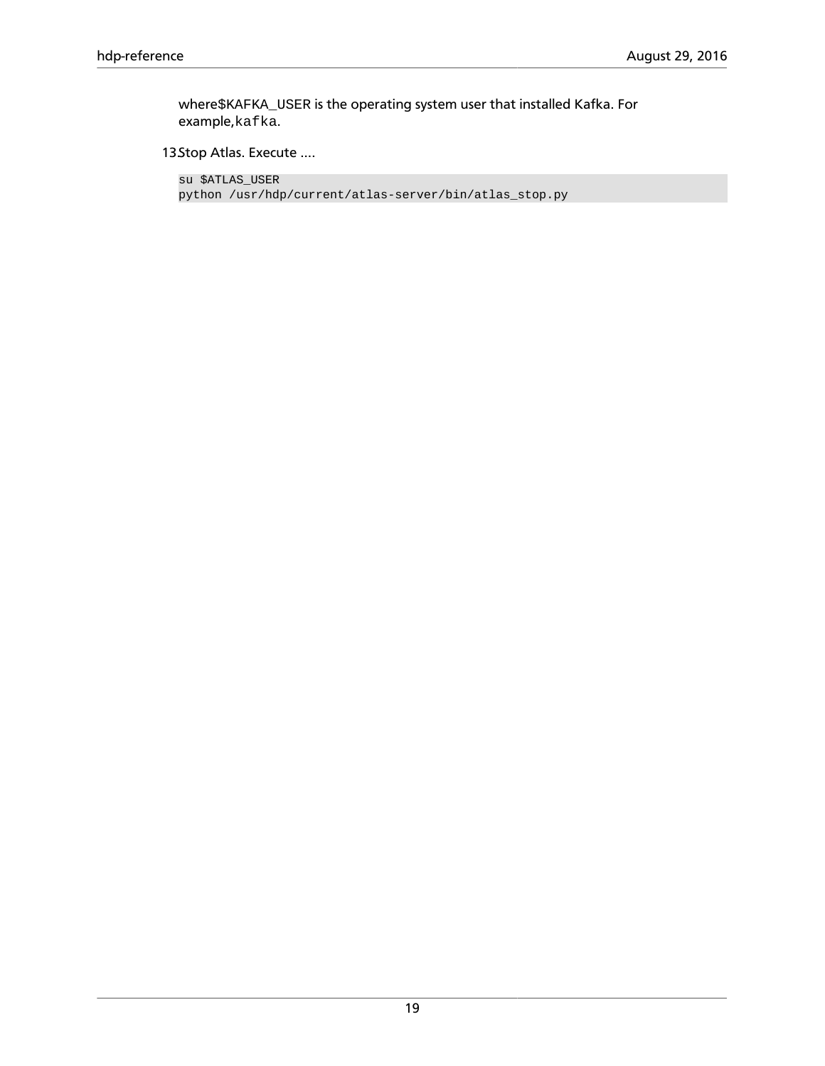where$KAFKA_USER is the operating system user that installed Kafka. For example,`kafka`.

13. Stop Atlas. Execute ....

```
su $ATLAS_USER
python /usr/hdp/current/atlas-server/bin/atlas_stop.py
```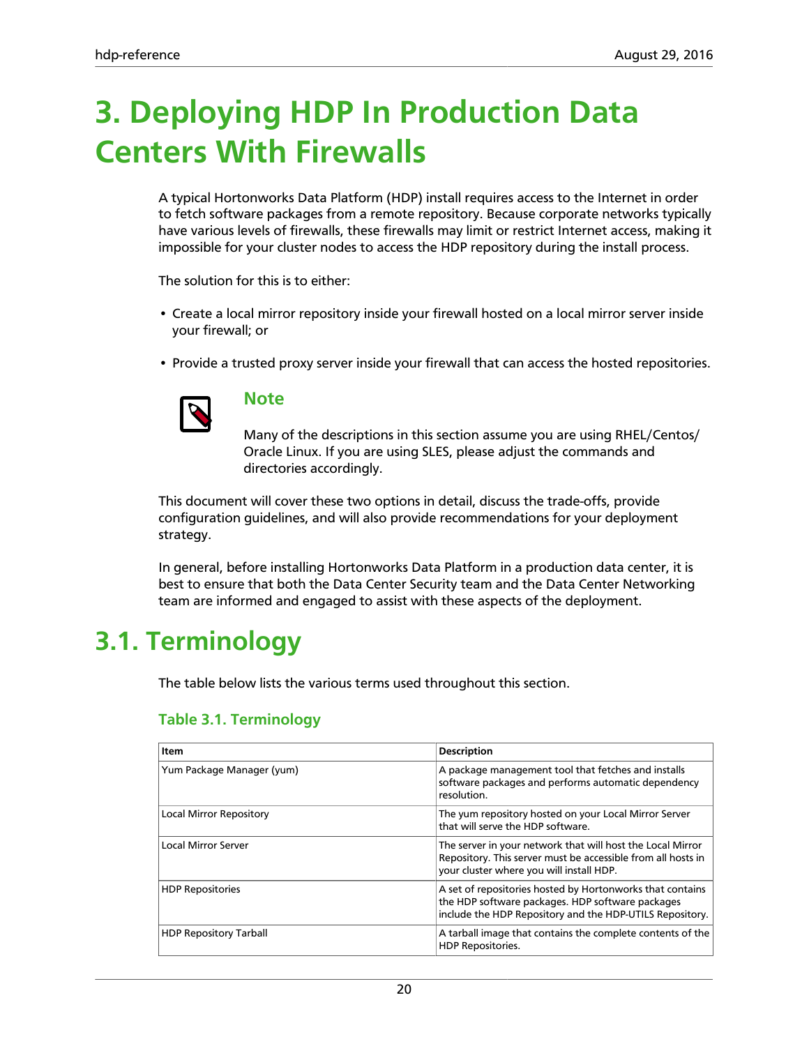# 3. Deploying HDP In Production Data Centers With Firewalls

A typical Hortonworks Data Platform (HDP) install requires access to the Internet in order to fetch software packages from a remote repository. Because corporate networks typically have various levels of firewalls, these firewalls may limit or restrict Internet access, making it impossible for your cluster nodes to access the HDP repository during the install process.

The solution for this is to either:

- Create a local mirror repository inside your firewall hosted on a local mirror server inside your firewall; or
- Provide a trusted proxy server inside your firewall that can access the hosted repositories.

> **Note**
>
> Many of the descriptions in this section assume you are using RHEL/Centos/Oracle Linux. If you are using SLES, please adjust the commands and directories accordingly.

This document will cover these two options in detail, discuss the trade-offs, provide configuration guidelines, and will also provide recommendations for your deployment strategy.

In general, before installing Hortonworks Data Platform in a production data center, it is best to ensure that both the Data Center Security team and the Data Center Networking team are informed and engaged to assist with these aspects of the deployment.

## 3.1. Terminology

The table below lists the various terms used throughout this section.

### Table 3.1. Terminology

| Item | Description |
|---|---|
| Yum Package Manager (yum) | A package management tool that fetches and installs software packages and performs automatic dependency resolution. |
| Local Mirror Repository | The yum repository hosted on your Local Mirror Server that will serve the HDP software. |
| Local Mirror Server | The server in your network that will host the Local Mirror Repository. This server must be accessible from all hosts in your cluster where you will install HDP. |
| HDP Repositories | A set of repositories hosted by Hortonworks that contains the HDP software packages. HDP software packages include the HDP Repository and the HDP-UTILS Repository. |
| HDP Repository Tarball | A tarball image that contains the complete contents of the HDP Repositories. |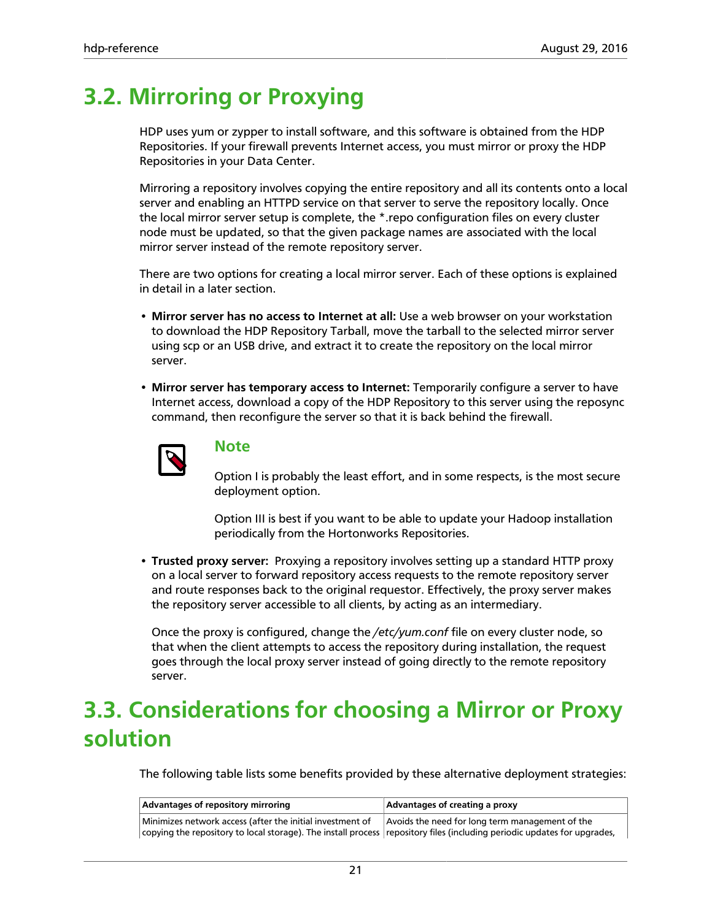## 3.2. Mirroring or Proxying

HDP uses yum or zypper to install software, and this software is obtained from the HDP Repositories. If your firewall prevents Internet access, you must mirror or proxy the HDP Repositories in your Data Center.

Mirroring a repository involves copying the entire repository and all its contents onto a local server and enabling an HTTPD service on that server to serve the repository locally. Once the local mirror server setup is complete, the *.repo configuration files on every cluster node must be updated, so that the given package names are associated with the local mirror server instead of the remote repository server.

There are two options for creating a local mirror server. Each of these options is explained in detail in a later section.

- **Mirror server has no access to Internet at all:** Use a web browser on your workstation to download the HDP Repository Tarball, move the tarball to the selected mirror server using scp or an USB drive, and extract it to create the repository on the local mirror server.
- **Mirror server has temporary access to Internet:** Temporarily configure a server to have Internet access, download a copy of the HDP Repository to this server using the reposync command, then reconfigure the server so that it is back behind the firewall.

> **Note**
>
> Option I is probably the least effort, and in some respects, is the most secure deployment option.
>
> Option III is best if you want to be able to update your Hadoop installation periodically from the Hortonworks Repositories.

- **Trusted proxy server:** Proxying a repository involves setting up a standard HTTP proxy on a local server to forward repository access requests to the remote repository server and route responses back to the original requestor. Effectively, the proxy server makes the repository server accessible to all clients, by acting as an intermediary.

  Once the proxy is configured, change the */etc/yum.conf* file on every cluster node, so that when the client attempts to access the repository during installation, the request goes through the local proxy server instead of going directly to the remote repository server.

## 3.3. Considerations for choosing a Mirror or Proxy solution

The following table lists some benefits provided by these alternative deployment strategies:

| Advantages of repository mirroring | Advantages of creating a proxy |
|---|---|
| Minimizes network access (after the initial investment of copying the repository to local storage). The install process | Avoids the need for long term management of the repository files (including periodic updates for upgrades, |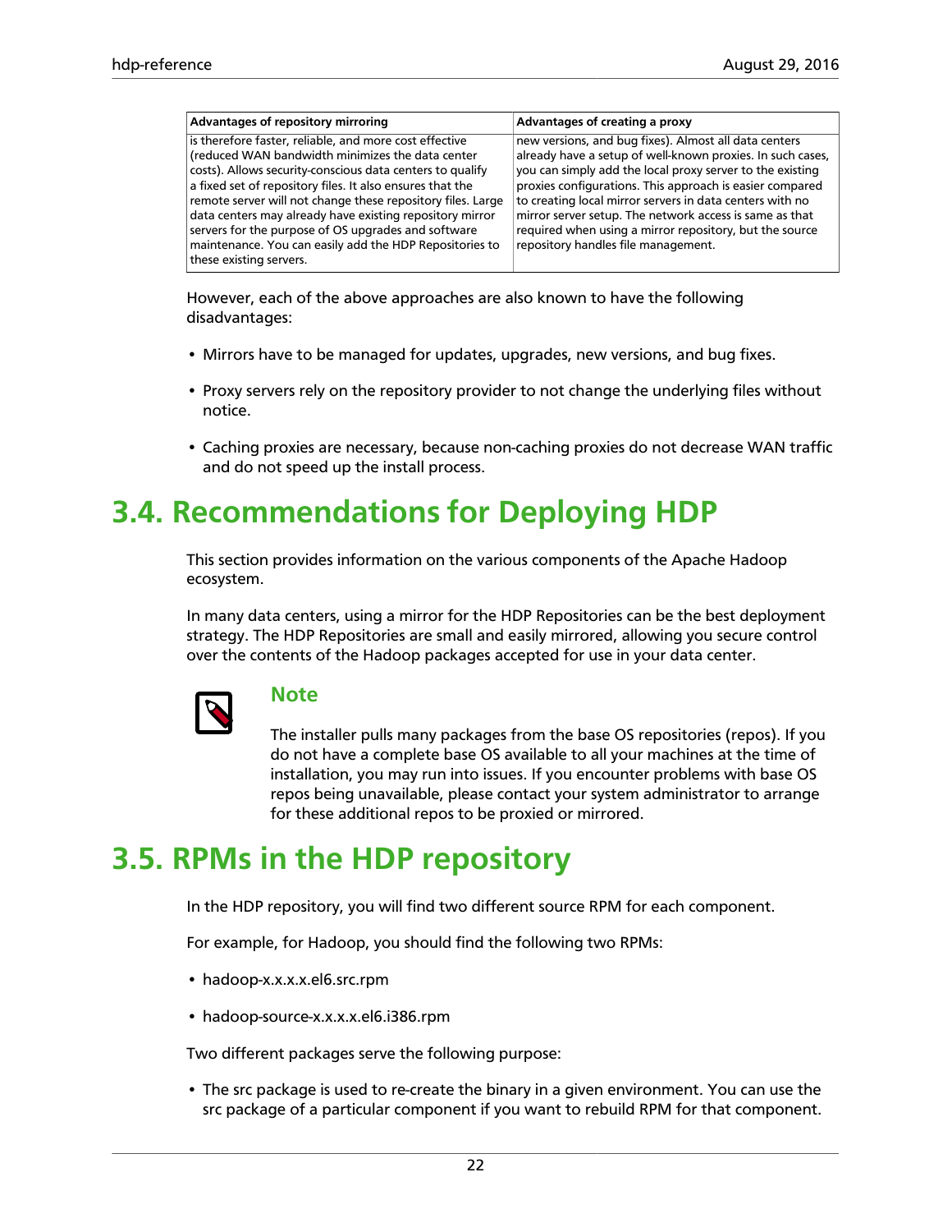| Advantages of repository mirroring | Advantages of creating a proxy |
| --- | --- |
| is therefore faster, reliable, and more cost effective (reduced WAN bandwidth minimizes the data center costs). Allows security-conscious data centers to qualify a fixed set of repository files. It also ensures that the remote server will not change these repository files. Large data centers may already have existing repository mirror servers for the purpose of OS upgrades and software maintenance. You can easily add the HDP Repositories to these existing servers. | new versions, and bug fixes). Almost all data centers already have a setup of well-known proxies. In such cases, you can simply add the local proxy server to the existing proxies configurations. This approach is easier compared to creating local mirror servers in data centers with no mirror server setup. The network access is same as that required when using a mirror repository, but the source repository handles file management. |

However, each of the above approaches are also known to have the following disadvantages:

- Mirrors have to be managed for updates, upgrades, new versions, and bug fixes.
- Proxy servers rely on the repository provider to not change the underlying files without notice.
- Caching proxies are necessary, because non-caching proxies do not decrease WAN traffic and do not speed up the install process.

# 3.4. Recommendations for Deploying HDP

This section provides information on the various components of the Apache Hadoop ecosystem.

In many data centers, using a mirror for the HDP Repositories can be the best deployment strategy. The HDP Repositories are small and easily mirrored, allowing you secure control over the contents of the Hadoop packages accepted for use in your data center.

### Note

The installer pulls many packages from the base OS repositories (repos). If you do not have a complete base OS available to all your machines at the time of installation, you may run into issues. If you encounter problems with base OS repos being unavailable, please contact your system administrator to arrange for these additional repos to be proxied or mirrored.

# 3.5. RPMs in the HDP repository

In the HDP repository, you will find two different source RPM for each component.

For example, for Hadoop, you should find the following two RPMs:

- hadoop-x.x.x.x.el6.src.rpm
- hadoop-source-x.x.x.x.el6.i386.rpm

Two different packages serve the following purpose:

- The src package is used to re-create the binary in a given environment. You can use the src package of a particular component if you want to rebuild RPM for that component.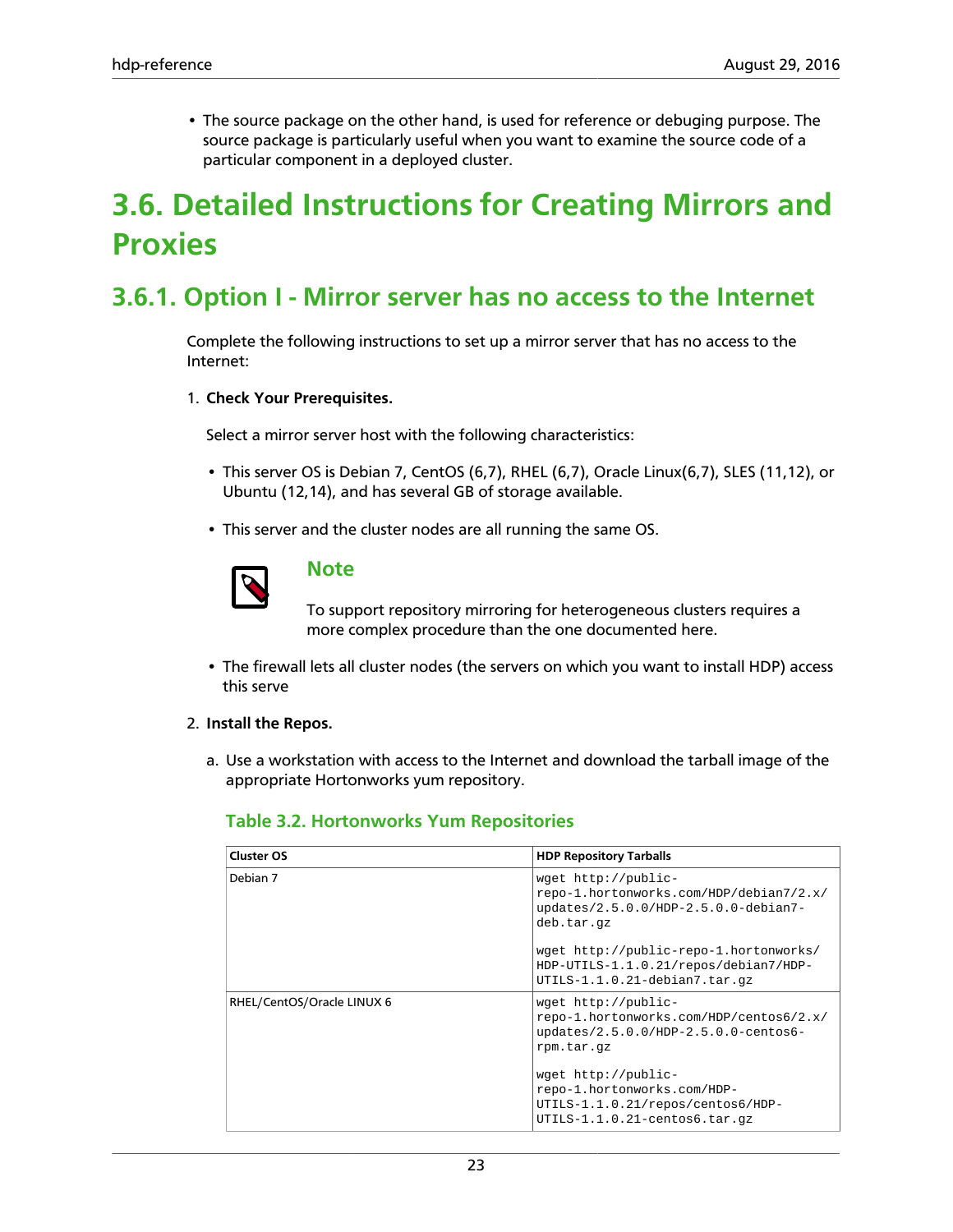- The source package on the other hand, is used for reference or debuging purpose. The source package is particularly useful when you want to examine the source code of a particular component in a deployed cluster.

# 3.6. Detailed Instructions for Creating Mirrors and Proxies

## 3.6.1. Option I - Mirror server has no access to the Internet

Complete the following instructions to set up a mirror server that has no access to the Internet:

1. **Check Your Prerequisites.**

   Select a mirror server host with the following characteristics:

   - This server OS is Debian 7, CentOS (6,7), RHEL (6,7), Oracle Linux(6,7), SLES (11,12), or Ubuntu (12,14), and has several GB of storage available.
   - This server and the cluster nodes are all running the same OS.

   > **Note**
   >
   > To support repository mirroring for heterogeneous clusters requires a more complex procedure than the one documented here.

   - The firewall lets all cluster nodes (the servers on which you want to install HDP) access this serve

2. **Install the Repos.**

   a. Use a workstation with access to the Internet and download the tarball image of the appropriate Hortonworks yum repository.

### Table 3.2. Hortonworks Yum Repositories

| Cluster OS | HDP Repository Tarballs |
| --- | --- |
| Debian 7 | `wget http://public-repo-1.hortonworks.com/HDP/debian7/2.x/updates/2.5.0.0/HDP-2.5.0.0-debian7-deb.tar.gz`<br><br>`wget http://public-repo-1.hortonworks/HDP-UTILS-1.1.0.21/repos/debian7/HDP-UTILS-1.1.0.21-debian7.tar.gz` |
| RHEL/CentOS/Oracle LINUX 6 | `wget http://public-repo-1.hortonworks.com/HDP/centos6/2.x/updates/2.5.0.0/HDP-2.5.0.0-centos6-rpm.tar.gz`<br><br>`wget http://public-repo-1.hortonworks.com/HDP-UTILS-1.1.0.21/repos/centos6/HDP-UTILS-1.1.0.21-centos6.tar.gz` |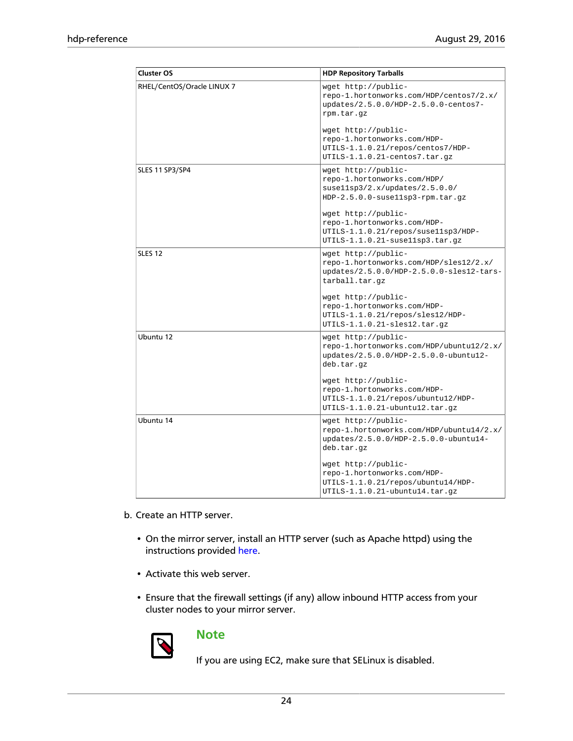| Cluster OS | HDP Repository Tarballs |
| --- | --- |
| RHEL/CentOS/Oracle LINUX 7 | `wget http://public-repo-1.hortonworks.com/HDP/centos7/2.x/updates/2.5.0.0/HDP-2.5.0.0-centos7-rpm.tar.gz` <br><br> `wget http://public-repo-1.hortonworks.com/HDP-UTILS-1.1.0.21/repos/centos7/HDP-UTILS-1.1.0.21-centos7.tar.gz` |
| SLES 11 SP3/SP4 | `wget http://public-repo-1.hortonworks.com/HDP/suse11sp3/2.x/updates/2.5.0.0/HDP-2.5.0.0-suse11sp3-rpm.tar.gz` <br><br> `wget http://public-repo-1.hortonworks.com/HDP-UTILS-1.1.0.21/repos/suse11sp3/HDP-UTILS-1.1.0.21-suse11sp3.tar.gz` |
| SLES 12 | `wget http://public-repo-1.hortonworks.com/HDP/sles12/2.x/updates/2.5.0.0/HDP-2.5.0.0-sles12-tars-tarball.tar.gz` <br><br> `wget http://public-repo-1.hortonworks.com/HDP-UTILS-1.1.0.21/repos/sles12/HDP-UTILS-1.1.0.21-sles12.tar.gz` |
| Ubuntu 12 | `wget http://public-repo-1.hortonworks.com/HDP/ubuntu12/2.x/updates/2.5.0.0/HDP-2.5.0.0-ubuntu12-deb.tar.gz` <br><br> `wget http://public-repo-1.hortonworks.com/HDP-UTILS-1.1.0.21/repos/ubuntu12/HDP-UTILS-1.1.0.21-ubuntu12.tar.gz` |
| Ubuntu 14 | `wget http://public-repo-1.hortonworks.com/HDP/ubuntu14/2.x/updates/2.5.0.0/HDP-2.5.0.0-ubuntu14-deb.tar.gz` <br><br> `wget http://public-repo-1.hortonworks.com/HDP-UTILS-1.1.0.21/repos/ubuntu14/HDP-UTILS-1.1.0.21-ubuntu14.tar.gz` |

b. Create an HTTP server.

- On the mirror server, install an HTTP server (such as Apache httpd) using the instructions provided here.
- Activate this web server.
- Ensure that the firewall settings (if any) allow inbound HTTP access from your cluster nodes to your mirror server.

**Note**

If you are using EC2, make sure that SELinux is disabled.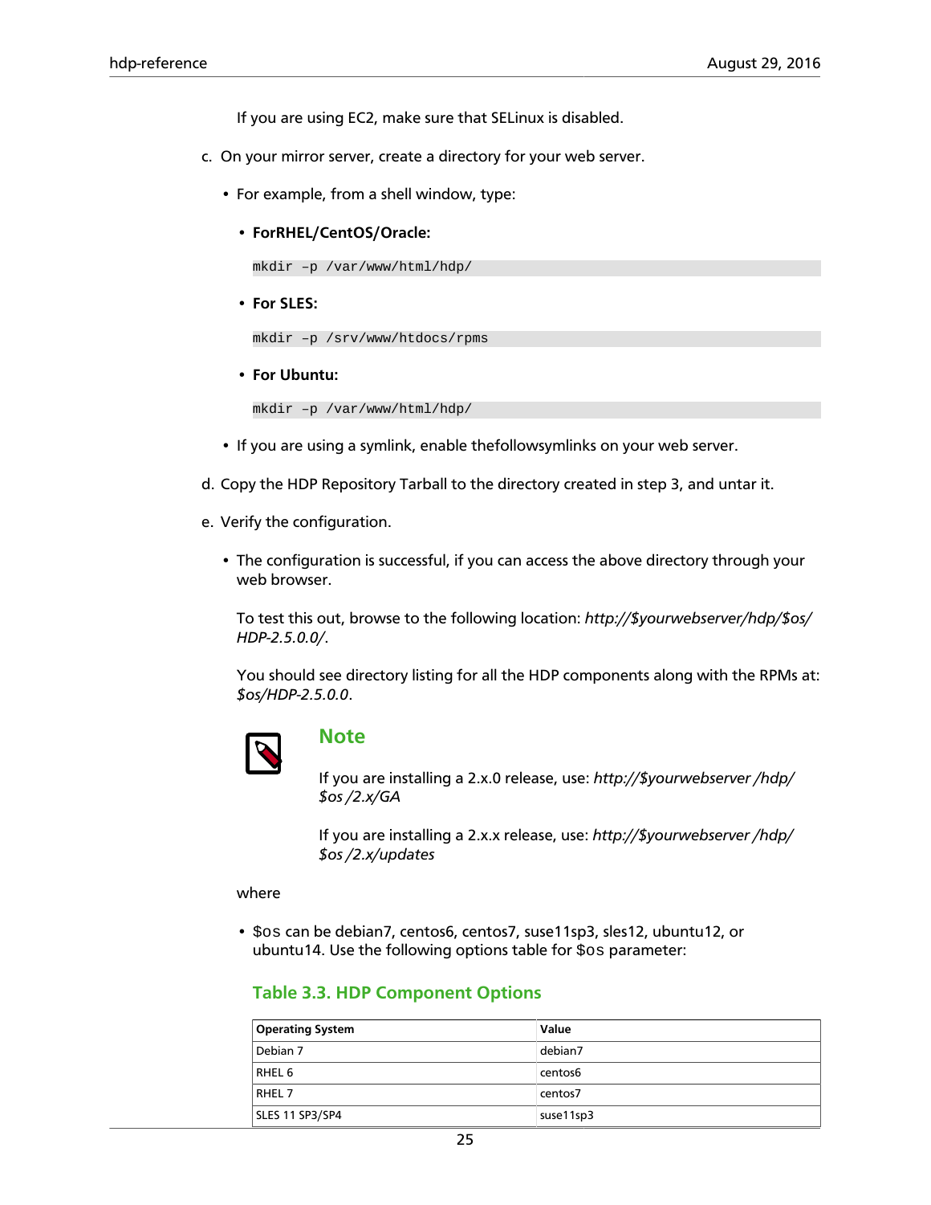If you are using EC2, make sure that SELinux is disabled.

c. On your mirror server, create a directory for your web server.

   - For example, from a shell window, type:

     - **ForRHEL/CentOS/Oracle:**

       ```
       mkdir -p /var/www/html/hdp/
       ```

     - **For SLES:**

       ```
       mkdir -p /srv/www/htdocs/rpms
       ```

     - **For Ubuntu:**

       ```
       mkdir -p /var/www/html/hdp/
       ```

   - If you are using a symlink, enable thefollowsymlinks on your web server.

d. Copy the HDP Repository Tarball to the directory created in step 3, and untar it.

e. Verify the configuration.

   - The configuration is successful, if you can access the above directory through your web browser.

     To test this out, browse to the following location: *http://$yourwebserver/hdp/$os/HDP-2.5.0.0/*.

     You should see directory listing for all the HDP components along with the RPMs at: *$os/HDP-2.5.0.0*.

     **Note**

     If you are installing a 2.x.0 release, use: *http://$yourwebserver /hdp/$os /2.x/GA*

     If you are installing a 2.x.x release, use: *http://$yourwebserver /hdp/$os /2.x/updates*

     where

     - `$os` can be debian7, centos6, centos7, suse11sp3, sles12, ubuntu12, or ubuntu14. Use the following options table for `$os` parameter:

### Table 3.3. HDP Component Options

| Operating System | Value |
| --- | --- |
| Debian 7 | debian7 |
| RHEL 6 | centos6 |
| RHEL 7 | centos7 |
| SLES 11 SP3/SP4 | suse11sp3 |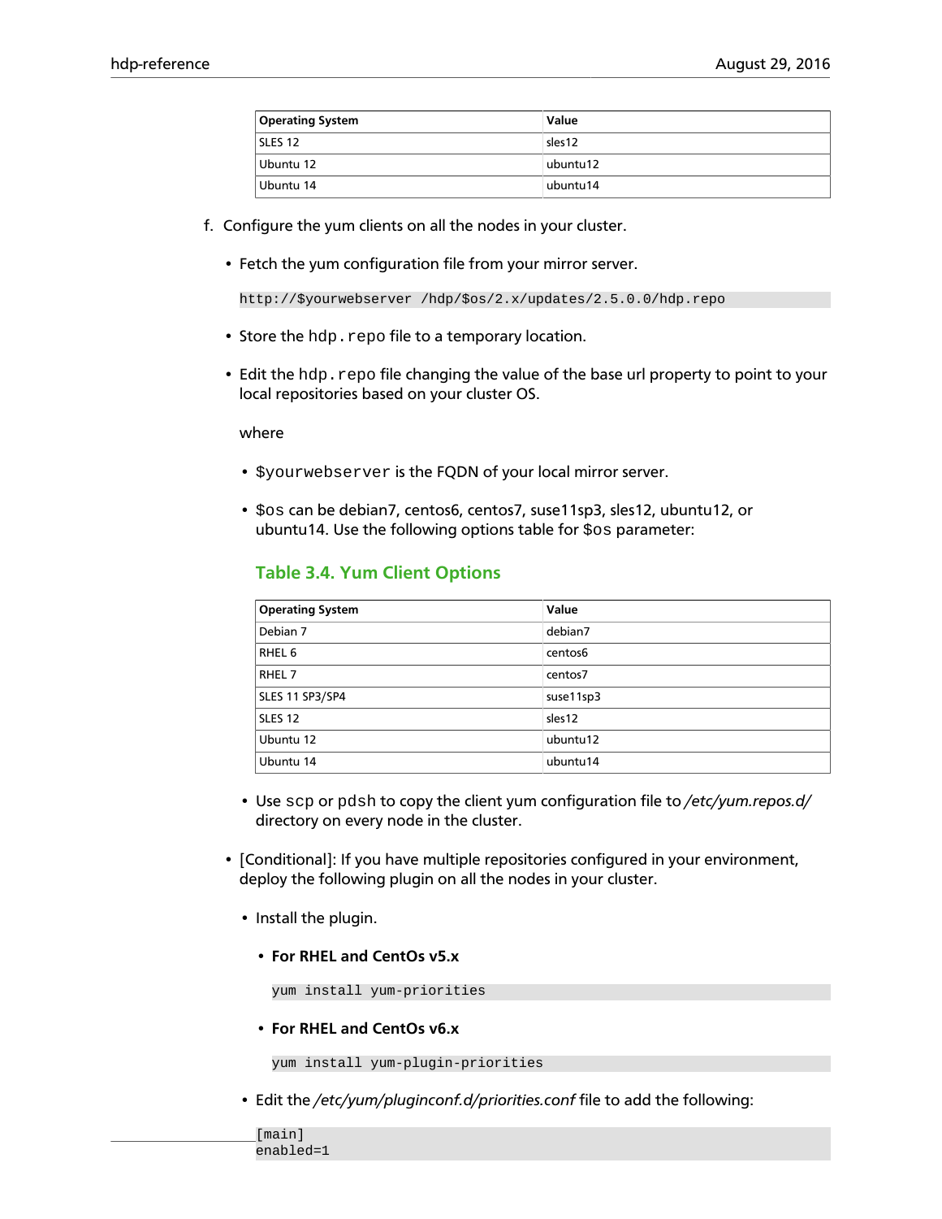| Operating System | Value |
| --- | --- |
| SLES 12 | sles12 |
| Ubuntu 12 | ubuntu12 |
| Ubuntu 14 | ubuntu14 |

f. Configure the yum clients on all the nodes in your cluster.

- Fetch the yum configuration file from your mirror server.

```
http://$yourwebserver /hdp/$os/2.x/updates/2.5.0.0/hdp.repo
```

- Store the `hdp.repo` file to a temporary location.

- Edit the `hdp.repo` file changing the value of the base url property to point to your local repositories based on your cluster OS.

  where

  - `$yourwebserver` is the FQDN of your local mirror server.

  - `$os` can be debian7, centos6, centos7, suse11sp3, sles12, ubuntu12, or ubuntu14. Use the following options table for `$os` parameter:

  **Table 3.4. Yum Client Options**

  | Operating System | Value |
  | --- | --- |
  | Debian 7 | debian7 |
  | RHEL 6 | centos6 |
  | RHEL 7 | centos7 |
  | SLES 11 SP3/SP4 | suse11sp3 |
  | SLES 12 | sles12 |
  | Ubuntu 12 | ubuntu12 |
  | Ubuntu 14 | ubuntu14 |

  - Use `scp` or `pdsh` to copy the client yum configuration file to */etc/yum.repos.d/* directory on every node in the cluster.

- [Conditional]: If you have multiple repositories configured in your environment, deploy the following plugin on all the nodes in your cluster.

  - Install the plugin.

    - **For RHEL and CentOs v5.x**

      ```
      yum install yum-priorities
      ```

    - **For RHEL and CentOs v6.x**

      ```
      yum install yum-plugin-priorities
      ```

  - Edit the */etc/yum/pluginconf.d/priorities.conf* file to add the following:

    ```
    [main]
    enabled=1
    ```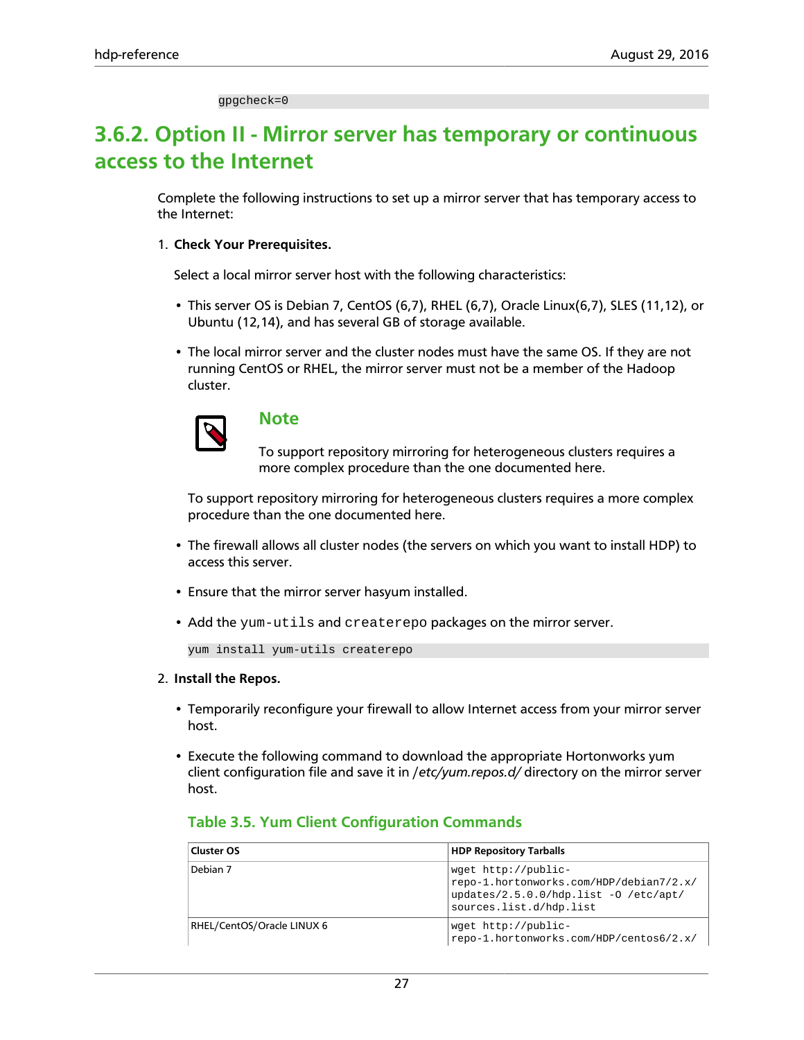```
gpgcheck=0
```

## 3.6.2. Option II - Mirror server has temporary or continuous access to the Internet

Complete the following instructions to set up a mirror server that has temporary access to the Internet:

1. **Check Your Prerequisites.**

   Select a local mirror server host with the following characteristics:

   - This server OS is Debian 7, CentOS (6,7), RHEL (6,7), Oracle Linux(6,7), SLES (11,12), or Ubuntu (12,14), and has several GB of storage available.
   - The local mirror server and the cluster nodes must have the same OS. If they are not running CentOS or RHEL, the mirror server must not be a member of the Hadoop cluster.

     **Note**

     To support repository mirroring for heterogeneous clusters requires a more complex procedure than the one documented here.

     To support repository mirroring for heterogeneous clusters requires a more complex procedure than the one documented here.

   - The firewall allows all cluster nodes (the servers on which you want to install HDP) to access this server.
   - Ensure that the mirror server hasyum installed.
   - Add the `yum-utils` and `createrepo` packages on the mirror server.

     ```
     yum install yum-utils createrepo
     ```

2. **Install the Repos.**

   - Temporarily reconfigure your firewall to allow Internet access from your mirror server host.
   - Execute the following command to download the appropriate Hortonworks yum client configuration file and save it in */etc/yum.repos.d/* directory on the mirror server host.

   **Table 3.5. Yum Client Configuration Commands**

   | Cluster OS | HDP Repository Tarballs |
   | --- | --- |
   | Debian 7 | `wget http://public-repo-1.hortonworks.com/HDP/debian7/2.x/updates/2.5.0.0/hdp.list -O /etc/apt/sources.list.d/hdp.list` |
   | RHEL/CentOS/Oracle LINUX 6 | `wget http://public-repo-1.hortonworks.com/HDP/centos6/2.x/` |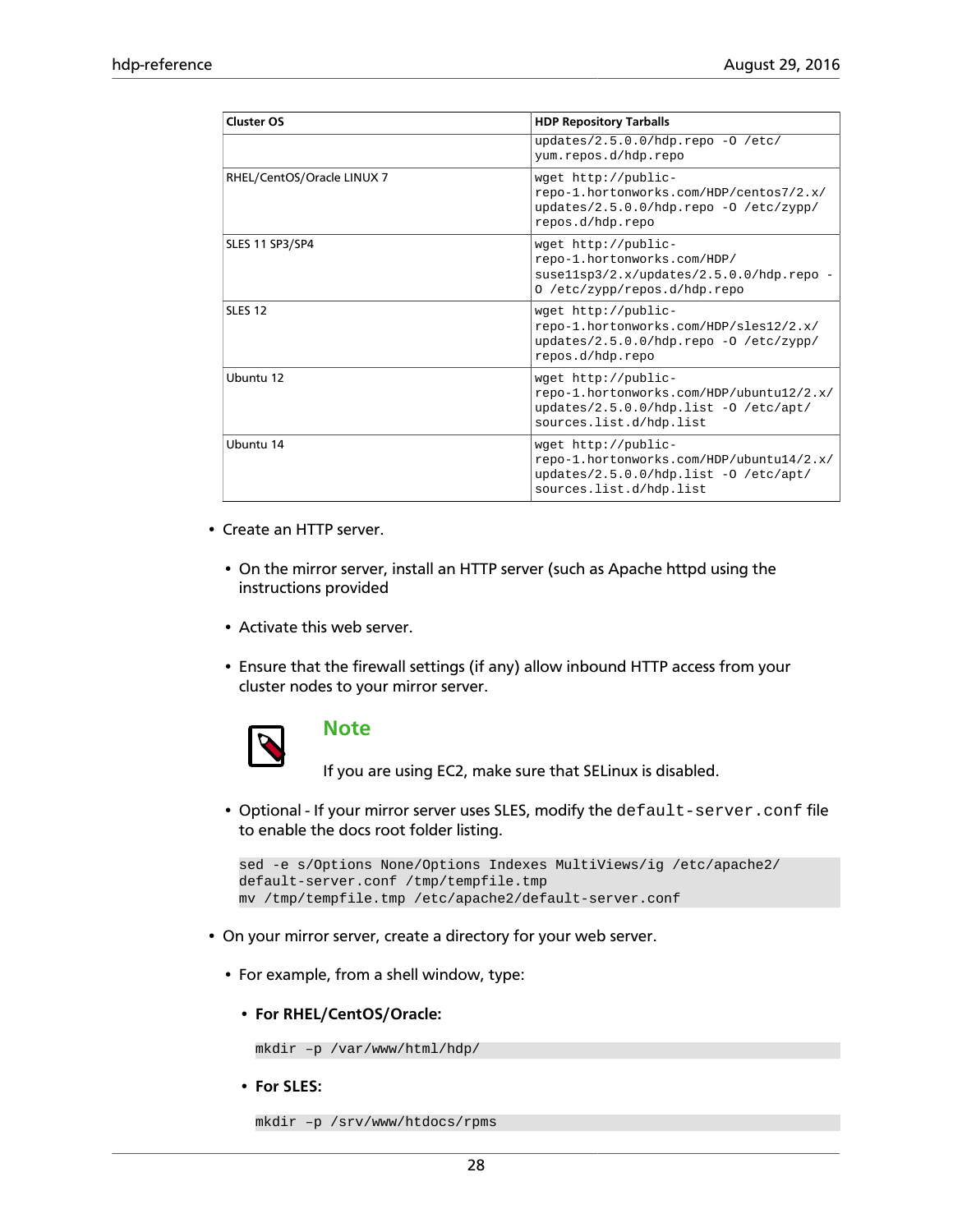| Cluster OS | HDP Repository Tarballs |
| --- | --- |
| | updates/2.5.0.0/hdp.repo -O /etc/yum.repos.d/hdp.repo |
| RHEL/CentOS/Oracle LINUX 7 | wget http://public-repo-1.hortonworks.com/HDP/centos7/2.x/updates/2.5.0.0/hdp.repo -O /etc/zypp/repos.d/hdp.repo |
| SLES 11 SP3/SP4 | wget http://public-repo-1.hortonworks.com/HDP/suse11sp3/2.x/updates/2.5.0.0/hdp.repo -O /etc/zypp/repos.d/hdp.repo |
| SLES 12 | wget http://public-repo-1.hortonworks.com/HDP/sles12/2.x/updates/2.5.0.0/hdp.repo -O /etc/zypp/repos.d/hdp.repo |
| Ubuntu 12 | wget http://public-repo-1.hortonworks.com/HDP/ubuntu12/2.x/updates/2.5.0.0/hdp.list -O /etc/apt/sources.list.d/hdp.list |
| Ubuntu 14 | wget http://public-repo-1.hortonworks.com/HDP/ubuntu14/2.x/updates/2.5.0.0/hdp.list -O /etc/apt/sources.list.d/hdp.list |

- Create an HTTP server.
  - On the mirror server, install an HTTP server (such as Apache httpd using the instructions provided
  - Activate this web server.
  - Ensure that the firewall settings (if any) allow inbound HTTP access from your cluster nodes to your mirror server.

    **Note**

    If you are using EC2, make sure that SELinux is disabled.

  - Optional - If your mirror server uses SLES, modify the `default-server.conf` file to enable the docs root folder listing.

```
sed -e s/Options None/Options Indexes MultiViews/ig /etc/apache2/
default-server.conf /tmp/tempfile.tmp
mv /tmp/tempfile.tmp /etc/apache2/default-server.conf
```

- On your mirror server, create a directory for your web server.
  - For example, from a shell window, type:
    - **For RHEL/CentOS/Oracle:**

```
mkdir –p /var/www/html/hdp/
```

    - **For SLES:**

```
mkdir –p /srv/www/htdocs/rpms
```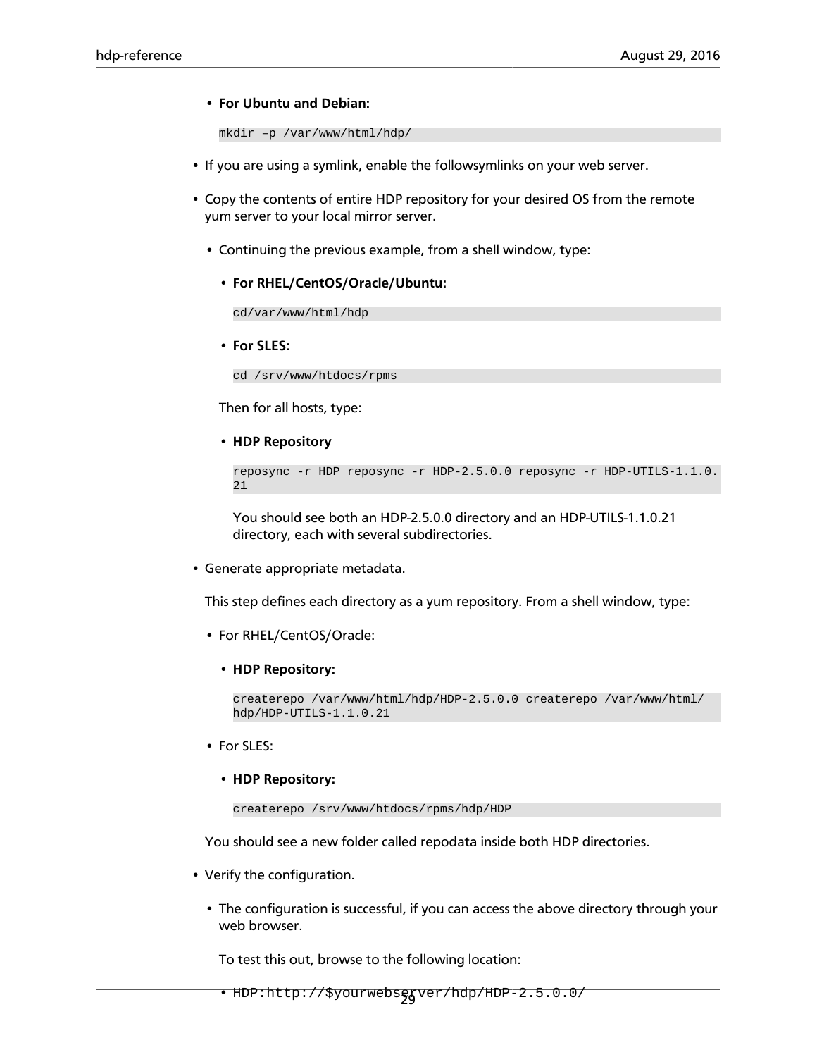- **For Ubuntu and Debian:**

  ```
  mkdir –p /var/www/html/hdp/
  ```

- If you are using a symlink, enable the followsymlinks on your web server.
- Copy the contents of entire HDP repository for your desired OS from the remote yum server to your local mirror server.
  - Continuing the previous example, from a shell window, type:
    - **For RHEL/CentOS/Oracle/Ubuntu:**

      ```
      cd/var/www/html/hdp
      ```

    - **For SLES:**

      ```
      cd /srv/www/htdocs/rpms
      ```

    Then for all hosts, type:

    - **HDP Repository**

      ```
      reposync -r HDP reposync -r HDP-2.5.0.0 reposync -r HDP-UTILS-1.1.0.
      21
      ```

      You should see both an HDP-2.5.0.0 directory and an HDP-UTILS-1.1.0.21 directory, each with several subdirectories.

- Generate appropriate metadata.

  This step defines each directory as a yum repository. From a shell window, type:

  - For RHEL/CentOS/Oracle:
    - **HDP Repository:**

      ```
      createrepo /var/www/html/hdp/HDP-2.5.0.0 createrepo /var/www/html/
      hdp/HDP-UTILS-1.1.0.21
      ```

  - For SLES:
    - **HDP Repository:**

      ```
      createrepo /srv/www/htdocs/rpms/hdp/HDP
      ```

  You should see a new folder called repodata inside both HDP directories.

- Verify the configuration.
  - The configuration is successful, if you can access the above directory through your web browser.

    To test this out, browse to the following location:

    - `HDP:http://$yourwebserver/hdp/HDP-2.5.0.0/`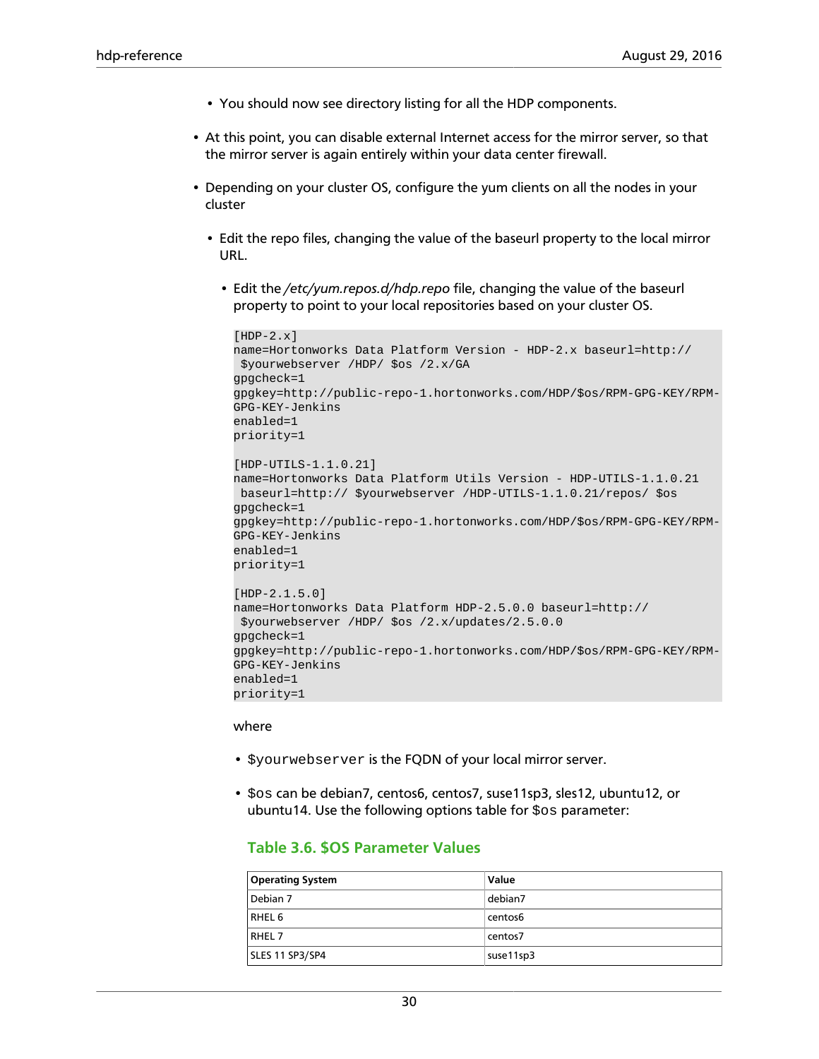- You should now see directory listing for all the HDP components.

- At this point, you can disable external Internet access for the mirror server, so that the mirror server is again entirely within your data center firewall.
- Depending on your cluster OS, configure the yum clients on all the nodes in your cluster
  - Edit the repo files, changing the value of the baseurl property to the local mirror URL.
    - Edit the */etc/yum.repos.d/hdp.repo* file, changing the value of the baseurl property to point to your local repositories based on your cluster OS.

```
[HDP-2.x]
name=Hortonworks Data Platform Version - HDP-2.x baseurl=http://
 $yourwebserver /HDP/ $os /2.x/GA
gpgcheck=1
gpgkey=http://public-repo-1.hortonworks.com/HDP/$os/RPM-GPG-KEY/RPM-
GPG-KEY-Jenkins
enabled=1
priority=1

[HDP-UTILS-1.1.0.21]
name=Hortonworks Data Platform Utils Version - HDP-UTILS-1.1.0.21
 baseurl=http:// $yourwebserver /HDP-UTILS-1.1.0.21/repos/ $os
gpgcheck=1
gpgkey=http://public-repo-1.hortonworks.com/HDP/$os/RPM-GPG-KEY/RPM-
GPG-KEY-Jenkins
enabled=1
priority=1

[HDP-2.1.5.0]
name=Hortonworks Data Platform HDP-2.5.0.0 baseurl=http://
 $yourwebserver /HDP/ $os /2.x/updates/2.5.0.0
gpgcheck=1
gpgkey=http://public-repo-1.hortonworks.com/HDP/$os/RPM-GPG-KEY/RPM-
GPG-KEY-Jenkins
enabled=1
priority=1
```

where

- `$yourwebserver` is the FQDN of your local mirror server.
- `$os` can be debian7, centos6, centos7, suse11sp3, sles12, ubuntu12, or ubuntu14. Use the following options table for `$os` parameter:

### Table 3.6. $OS Parameter Values

| Operating System | Value |
| --- | --- |
| Debian 7 | debian7 |
| RHEL 6 | centos6 |
| RHEL 7 | centos7 |
| SLES 11 SP3/SP4 | suse11sp3 |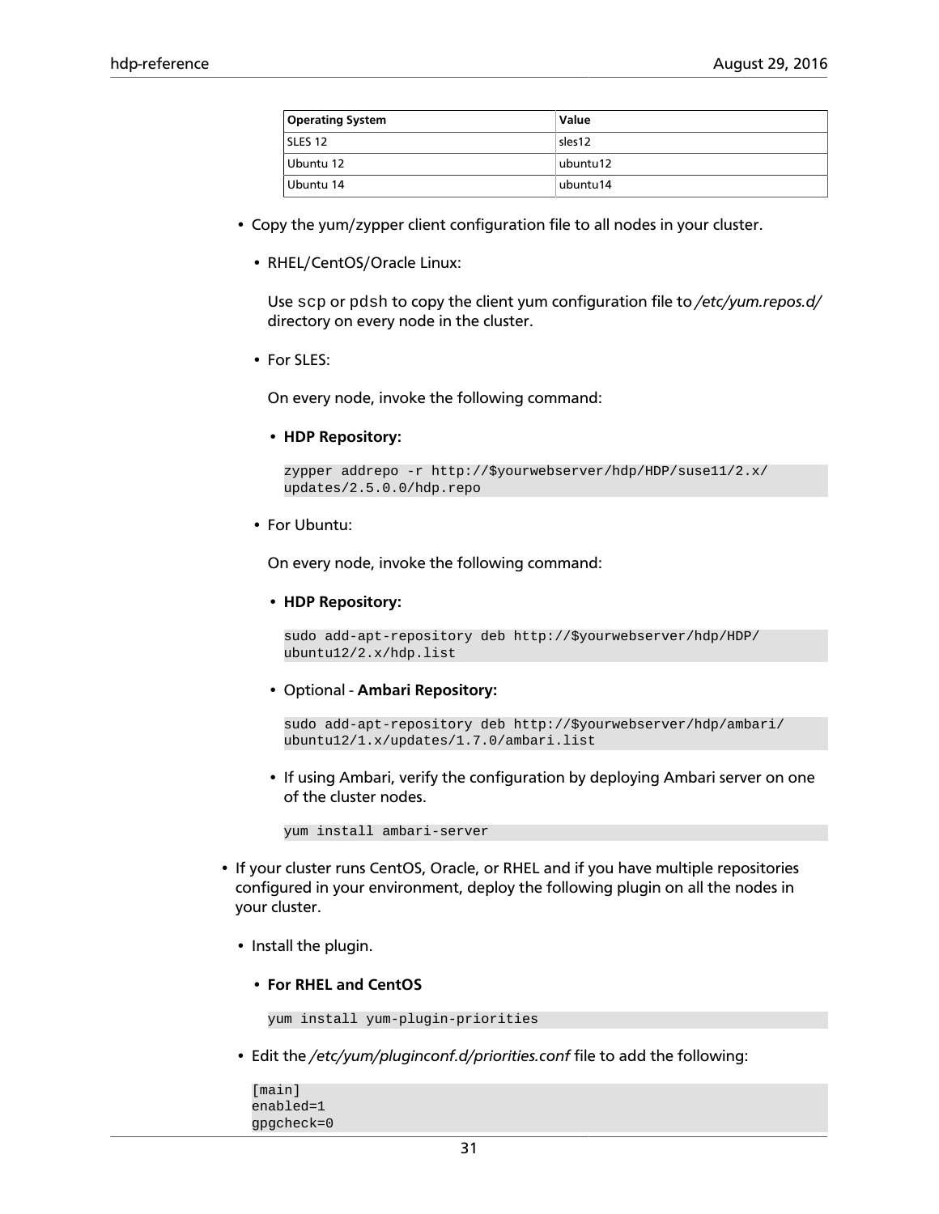| Operating System | Value |
| --- | --- |
| SLES 12 | sles12 |
| Ubuntu 12 | ubuntu12 |
| Ubuntu 14 | ubuntu14 |

- Copy the yum/zypper client configuration file to all nodes in your cluster.
  - RHEL/CentOS/Oracle Linux:

    Use `scp` or `pdsh` to copy the client yum configuration file to */etc/yum.repos.d/* directory on every node in the cluster.

  - For SLES:

    On every node, invoke the following command:

    - **HDP Repository:**

      ```
      zypper addrepo -r http://$yourwebserver/hdp/HDP/suse11/2.x/
      updates/2.5.0.0/hdp.repo
      ```

  - For Ubuntu:

    On every node, invoke the following command:

    - **HDP Repository:**

      ```
      sudo add-apt-repository deb http://$yourwebserver/hdp/HDP/
      ubuntu12/2.x/hdp.list
      ```

    - Optional - **Ambari Repository:**

      ```
      sudo add-apt-repository deb http://$yourwebserver/hdp/ambari/
      ubuntu12/1.x/updates/1.7.0/ambari.list
      ```

    - If using Ambari, verify the configuration by deploying Ambari server on one of the cluster nodes.

      ```
      yum install ambari-server
      ```

- If your cluster runs CentOS, Oracle, or RHEL and if you have multiple repositories configured in your environment, deploy the following plugin on all the nodes in your cluster.
  - Install the plugin.
    - **For RHEL and CentOS**

      ```
      yum install yum-plugin-priorities
      ```

  - Edit the */etc/yum/pluginconf.d/priorities.conf* file to add the following:

    ```
    [main]
    enabled=1
    gpgcheck=0
    ```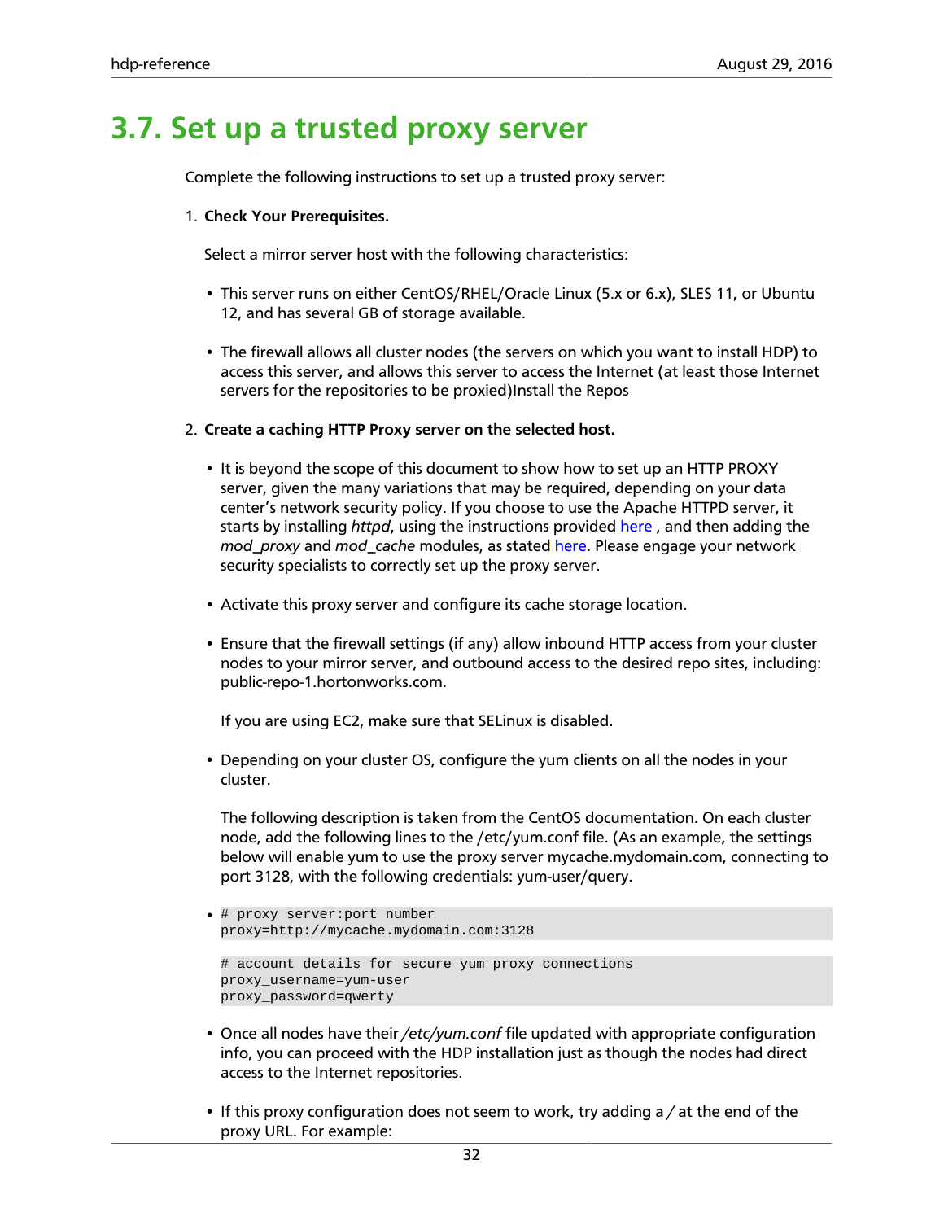# 3.7. Set up a trusted proxy server

Complete the following instructions to set up a trusted proxy server:

1. **Check Your Prerequisites.**

   Select a mirror server host with the following characteristics:

   - This server runs on either CentOS/RHEL/Oracle Linux (5.x or 6.x), SLES 11, or Ubuntu 12, and has several GB of storage available.
   - The firewall allows all cluster nodes (the servers on which you want to install HDP) to access this server, and allows this server to access the Internet (at least those Internet servers for the repositories to be proxied)Install the Repos

2. **Create a caching HTTP Proxy server on the selected host.**

   - It is beyond the scope of this document to show how to set up an HTTP PROXY server, given the many variations that may be required, depending on your data center's network security policy. If you choose to use the Apache HTTPD server, it starts by installing *httpd*, using the instructions provided here , and then adding the *mod_proxy* and *mod_cache* modules, as stated here. Please engage your network security specialists to correctly set up the proxy server.
   - Activate this proxy server and configure its cache storage location.
   - Ensure that the firewall settings (if any) allow inbound HTTP access from your cluster nodes to your mirror server, and outbound access to the desired repo sites, including: public-repo-1.hortonworks.com.

     If you are using EC2, make sure that SELinux is disabled.

   - Depending on your cluster OS, configure the yum clients on all the nodes in your cluster.

     The following description is taken from the CentOS documentation. On each cluster node, add the following lines to the /etc/yum.conf file. (As an example, the settings below will enable yum to use the proxy server mycache.mydomain.com, connecting to port 3128, with the following credentials: yum-user/query.

   - ```
     # proxy server:port number
     proxy=http://mycache.mydomain.com:3128
     ```

     ```
     # account details for secure yum proxy connections
     proxy_username=yum-user
     proxy_password=qwerty
     ```

   - Once all nodes have their */etc/yum.conf* file updated with appropriate configuration info, you can proceed with the HDP installation just as though the nodes had direct access to the Internet repositories.
   - If this proxy configuration does not seem to work, try adding a */* at the end of the proxy URL. For example: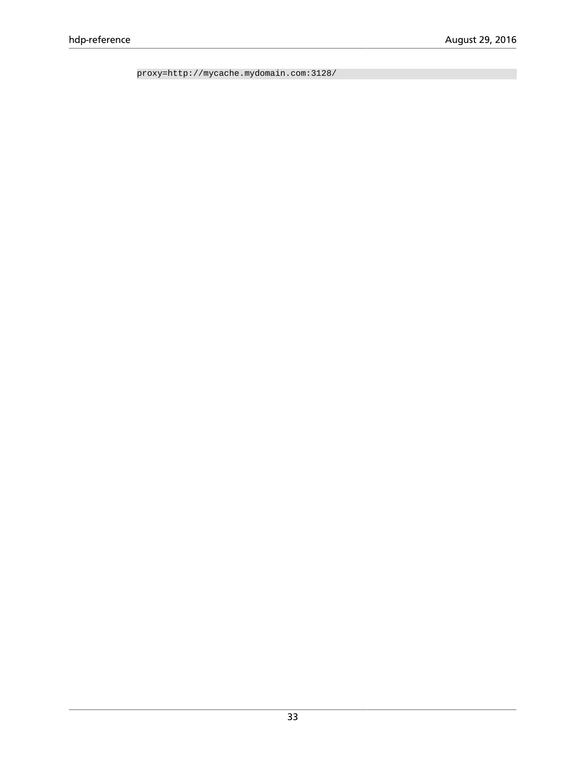```
proxy=http://mycache.mydomain.com:3128/
```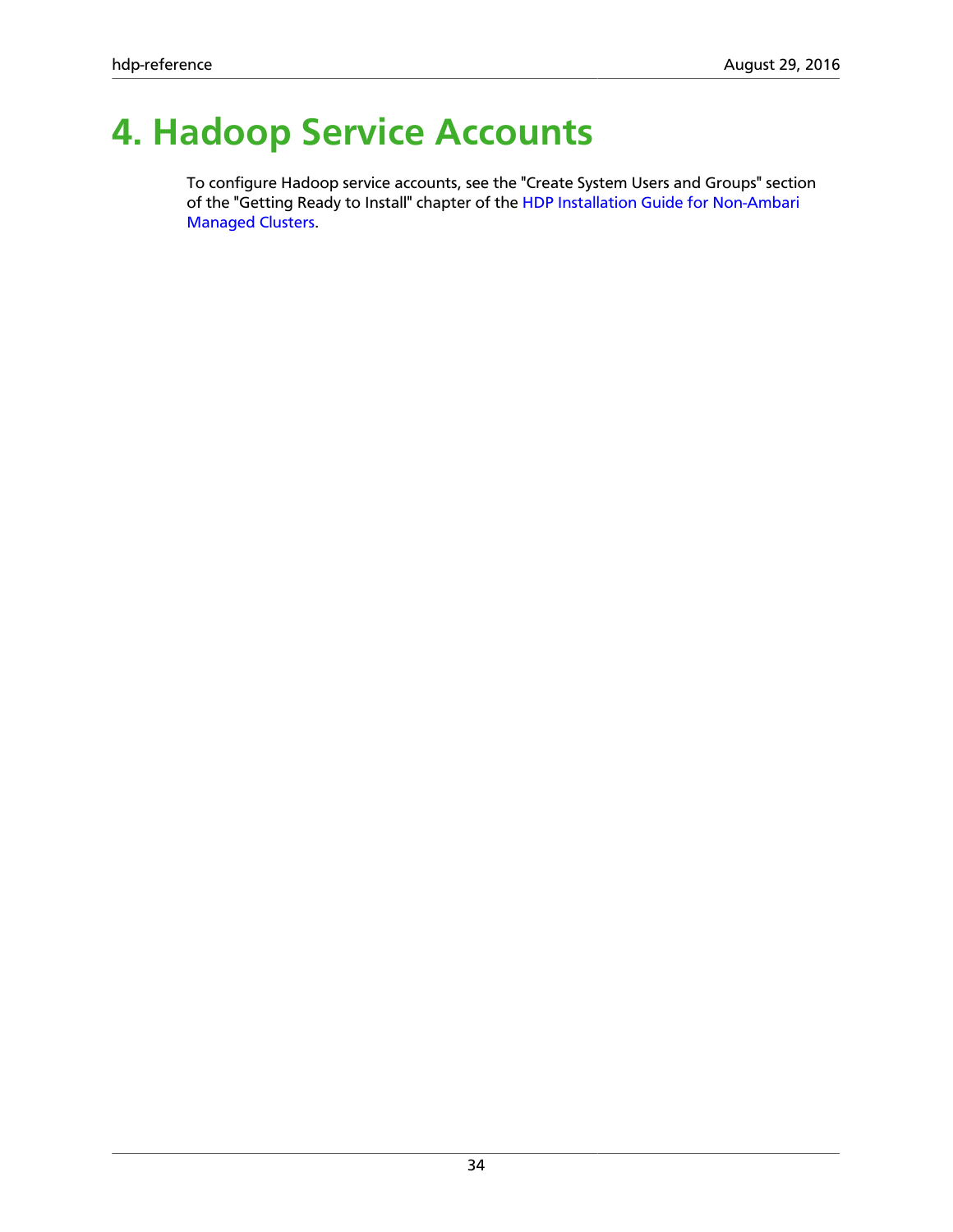# 4. Hadoop Service Accounts

To configure Hadoop service accounts, see the "Create System Users and Groups" section of the "Getting Ready to Install" chapter of the HDP Installation Guide for Non-Ambari Managed Clusters.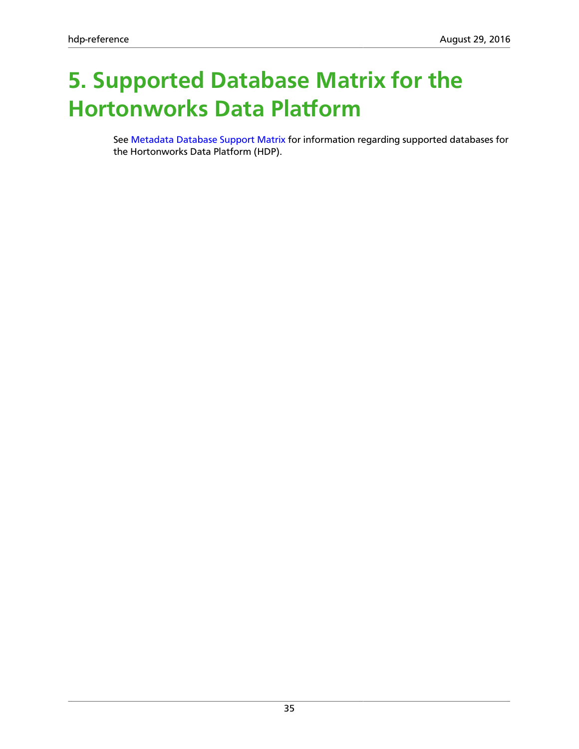# 5. Supported Database Matrix for the Hortonworks Data Platform

See Metadata Database Support Matrix for information regarding supported databases for the Hortonworks Data Platform (HDP).